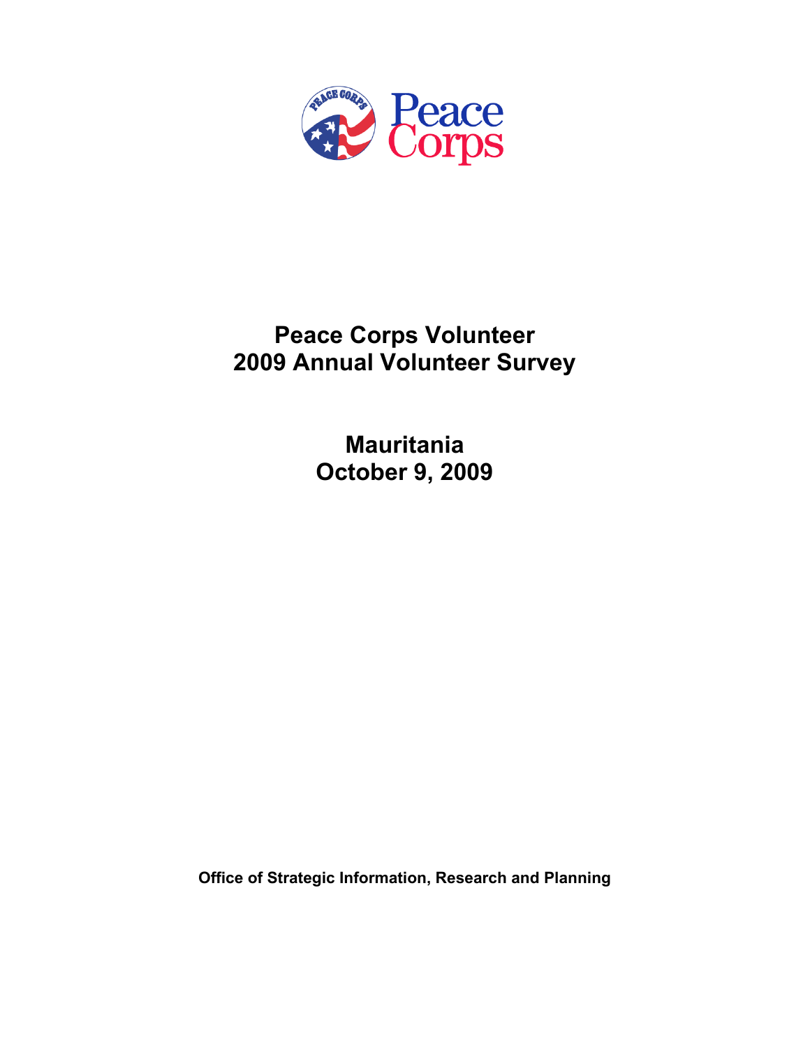Peace Corps

# Peace Corps Volunteer
# 2009 Annual Volunteer Survey

## Mauritania
## October 9, 2009

**Office of Strategic Information, Research and Planning**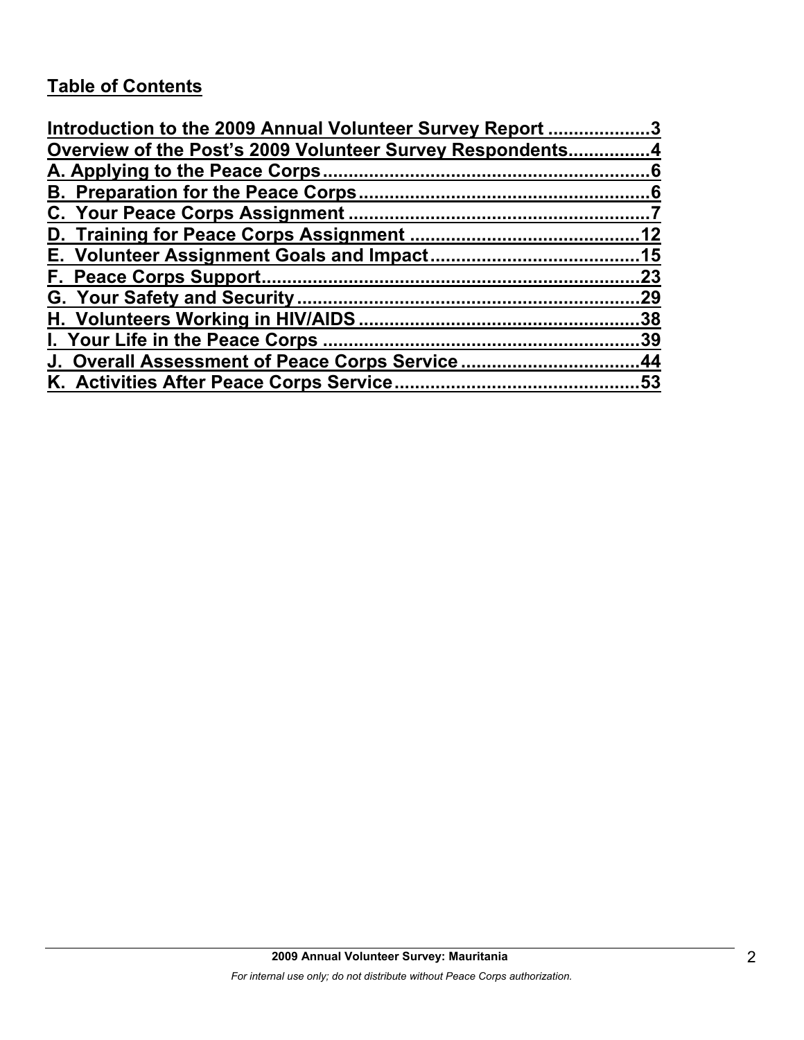**Table of Contents**

[Introduction to the 2009 Annual Volunteer Survey Report ....................3](#)
[Overview of the Post's 2009 Volunteer Survey Respondents................4](#)
[A. Applying to the Peace Corps................................................................6](#)
[B. Preparation for the Peace Corps........................................................6](#)
[C. Your Peace Corps Assignment ..........................................................7](#)
[D. Training for Peace Corps Assignment ............................................12](#)
[E. Volunteer Assignment Goals and Impact........................................15](#)
[F. Peace Corps Support..........................................................................23](#)
[G. Your Safety and Security...................................................................29](#)
[H. Volunteers Working in HIV/AIDS.......................................................38](#)
[I. Your Life in the Peace Corps .............................................................39](#)
[J. Overall Assessment of Peace Corps Service ..................................44](#)
[K. Activities After Peace Corps Service................................................53](#)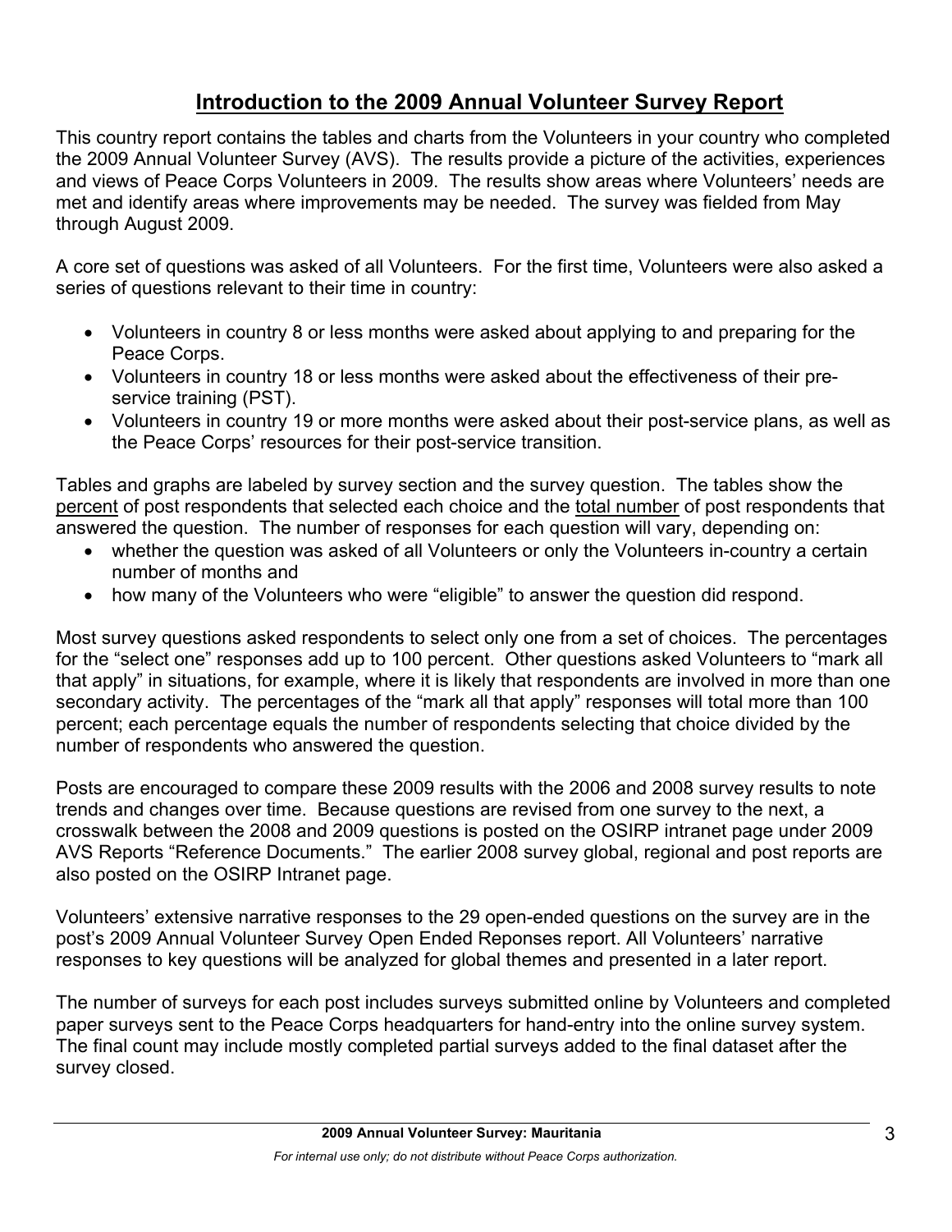# Introduction to the 2009 Annual Volunteer Survey Report

This country report contains the tables and charts from the Volunteers in your country who completed the 2009 Annual Volunteer Survey (AVS). The results provide a picture of the activities, experiences and views of Peace Corps Volunteers in 2009. The results show areas where Volunteers' needs are met and identify areas where improvements may be needed. The survey was fielded from May through August 2009.

A core set of questions was asked of all Volunteers. For the first time, Volunteers were also asked a series of questions relevant to their time in country:

- Volunteers in country 8 or less months were asked about applying to and preparing for the Peace Corps.
- Volunteers in country 18 or less months were asked about the effectiveness of their pre-service training (PST).
- Volunteers in country 19 or more months were asked about their post-service plans, as well as the Peace Corps' resources for their post-service transition.

Tables and graphs are labeled by survey section and the survey question. The tables show the percent of post respondents that selected each choice and the total number of post respondents that answered the question. The number of responses for each question will vary, depending on:

- whether the question was asked of all Volunteers or only the Volunteers in-country a certain number of months and
- how many of the Volunteers who were "eligible" to answer the question did respond.

Most survey questions asked respondents to select only one from a set of choices. The percentages for the "select one" responses add up to 100 percent. Other questions asked Volunteers to "mark all that apply" in situations, for example, where it is likely that respondents are involved in more than one secondary activity. The percentages of the "mark all that apply" responses will total more than 100 percent; each percentage equals the number of respondents selecting that choice divided by the number of respondents who answered the question.

Posts are encouraged to compare these 2009 results with the 2006 and 2008 survey results to note trends and changes over time. Because questions are revised from one survey to the next, a crosswalk between the 2008 and 2009 questions is posted on the OSIRP intranet page under 2009 AVS Reports "Reference Documents." The earlier 2008 survey global, regional and post reports are also posted on the OSIRP Intranet page.

Volunteers' extensive narrative responses to the 29 open-ended questions on the survey are in the post's 2009 Annual Volunteer Survey Open Ended Reponses report. All Volunteers' narrative responses to key questions will be analyzed for global themes and presented in a later report.

The number of surveys for each post includes surveys submitted online by Volunteers and completed paper surveys sent to the Peace Corps headquarters for hand-entry into the online survey system. The final count may include mostly completed partial surveys added to the final dataset after the survey closed.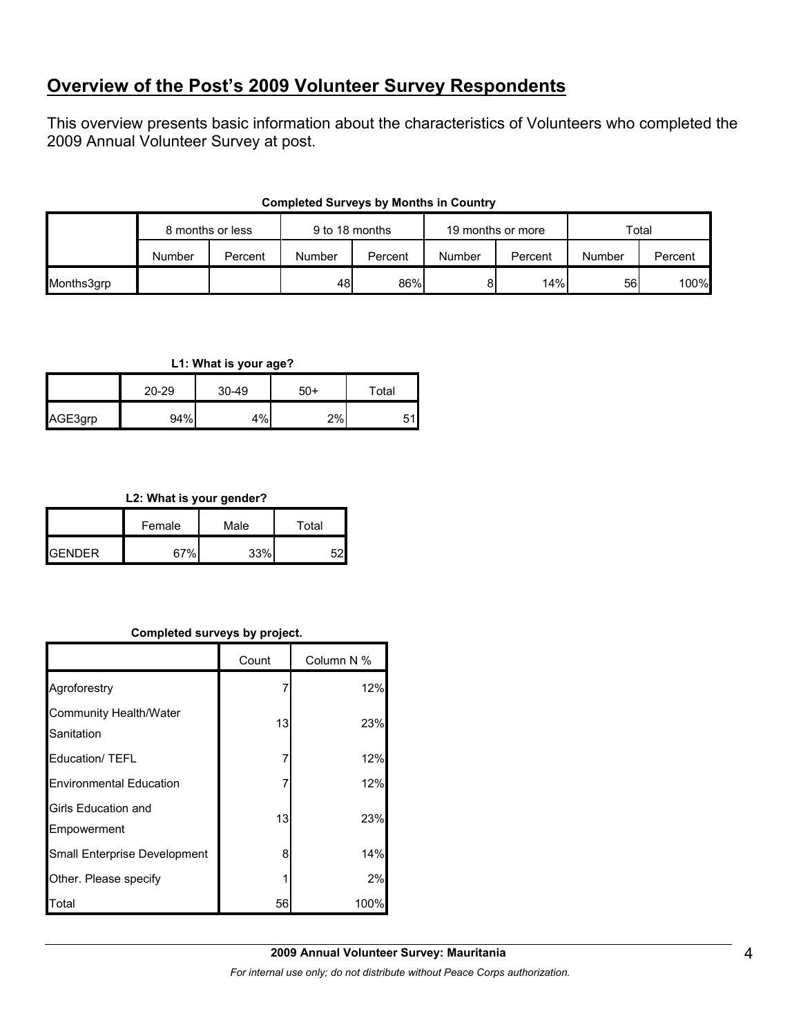## Overview of the Post's 2009 Volunteer Survey Respondents

This overview presents basic information about the characteristics of Volunteers who completed the 2009 Annual Volunteer Survey at post.

**Completed Surveys by Months in Country**

| | 8 months or less | | 9 to 18 months | | 19 months or more | | Total | |
|---|---|---|---|---|---|---|---|---|
| | Number | Percent | Number | Percent | Number | Percent | Number | Percent |
| Months3grp | | | 48 | 86% | 8 | 14% | 56 | 100% |

**L1: What is your age?**

| | 20-29 | 30-49 | 50+ | Total |
|---|---|---|---|---|
| AGE3grp | 94% | 4% | 2% | 51 |

**L2: What is your gender?**

| | Female | Male | Total |
|---|---|---|---|
| GENDER | 67% | 33% | 52 |

**Completed surveys by project.**

| | Count | Column N % |
|---|---|---|
| Agroforestry | 7 | 12% |
| Community Health/Water Sanitation | 13 | 23% |
| Education/ TEFL | 7 | 12% |
| Environmental Education | 7 | 12% |
| Girls Education and Empowerment | 13 | 23% |
| Small Enterprise Development | 8 | 14% |
| Other. Please specify | 1 | 2% |
| Total | 56 | 100% |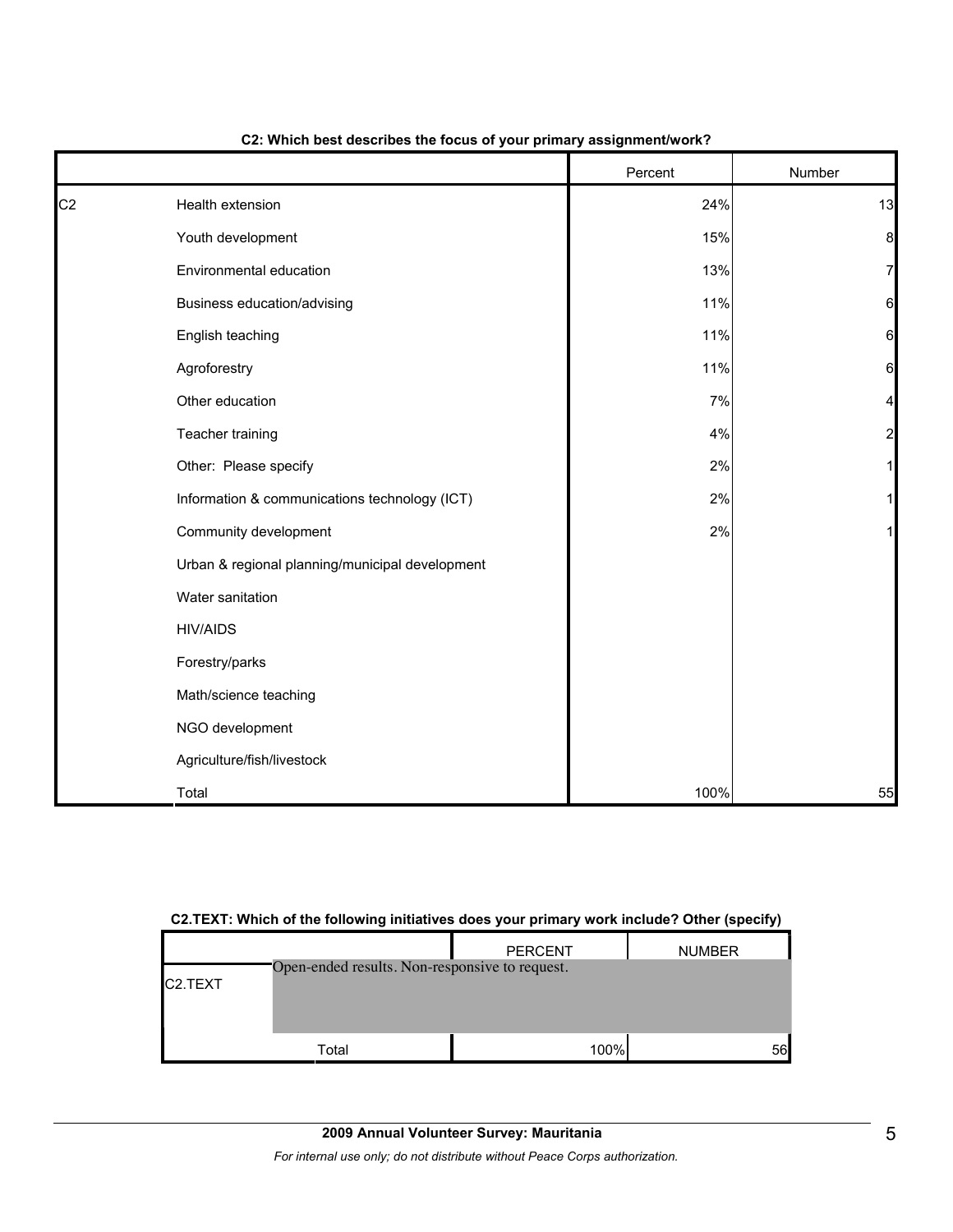**C2: Which best describes the focus of your primary assignment/work?**

| | | Percent | Number |
|---|---|---|---|
| C2 | Health extension | 24% | 13 |
| | Youth development | 15% | 8 |
| | Environmental education | 13% | 7 |
| | Business education/advising | 11% | 6 |
| | English teaching | 11% | 6 |
| | Agroforestry | 11% | 6 |
| | Other education | 7% | 4 |
| | Teacher training | 4% | 2 |
| | Other: Please specify | 2% | 1 |
| | Information & communications technology (ICT) | 2% | 1 |
| | Community development | 2% | 1 |
| | Urban & regional planning/municipal development | | |
| | Water sanitation | | |
| | HIV/AIDS | | |
| | Forestry/parks | | |
| | Math/science teaching | | |
| | NGO development | | |
| | Agriculture/fish/livestock | | |
| | Total | 100% | 55 |

**C2.TEXT: Which of the following initiatives does your primary work include? Other (specify)**

| | | PERCENT | NUMBER |
|---|---|---|---|
| C2.TEXT | Open-ended results. Non-responsive to request. | | |
| | Total | 100% | 56 |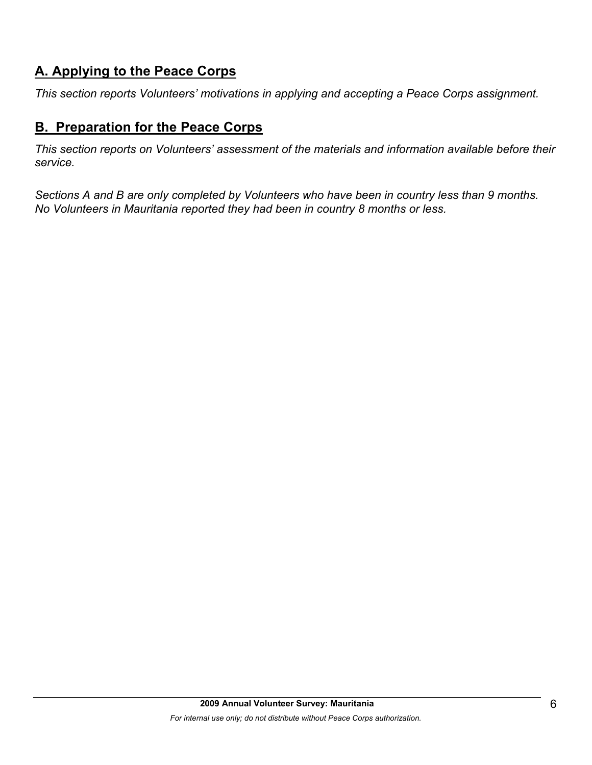## A. Applying to the Peace Corps

*This section reports Volunteers' motivations in applying and accepting a Peace Corps assignment.*

## B. Preparation for the Peace Corps

*This section reports on Volunteers' assessment of the materials and information available before their service.*

*Sections A and B are only completed by Volunteers who have been in country less than 9 months. No Volunteers in Mauritania reported they had been in country 8 months or less.*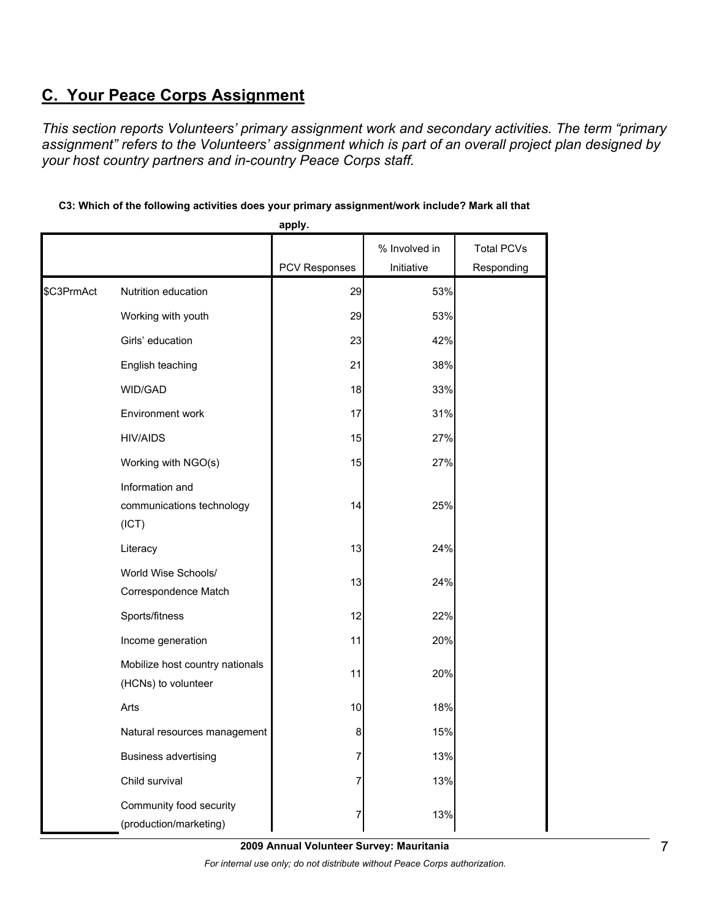## C. Your Peace Corps Assignment

*This section reports Volunteers' primary assignment work and secondary activities. The term "primary assignment" refers to the Volunteers' assignment which is part of an overall project plan designed by your host country partners and in-country Peace Corps staff.*

**C3: Which of the following activities does your primary assignment/work include? Mark all that apply.**

| | | PCV Responses | % Involved in Initiative | Total PCVs Responding |
|---|---|---|---|---|
| $C3PrmAct | Nutrition education | 29 | 53% | |
| | Working with youth | 29 | 53% | |
| | Girls' education | 23 | 42% | |
| | English teaching | 21 | 38% | |
| | WID/GAD | 18 | 33% | |
| | Environment work | 17 | 31% | |
| | HIV/AIDS | 15 | 27% | |
| | Working with NGO(s) | 15 | 27% | |
| | Information and communications technology (ICT) | 14 | 25% | |
| | Literacy | 13 | 24% | |
| | World Wise Schools/ Correspondence Match | 13 | 24% | |
| | Sports/fitness | 12 | 22% | |
| | Income generation | 11 | 20% | |
| | Mobilize host country nationals (HCNs) to volunteer | 11 | 20% | |
| | Arts | 10 | 18% | |
| | Natural resources management | 8 | 15% | |
| | Business advertising | 7 | 13% | |
| | Child survival | 7 | 13% | |
| | Community food security (production/marketing) | 7 | 13% | |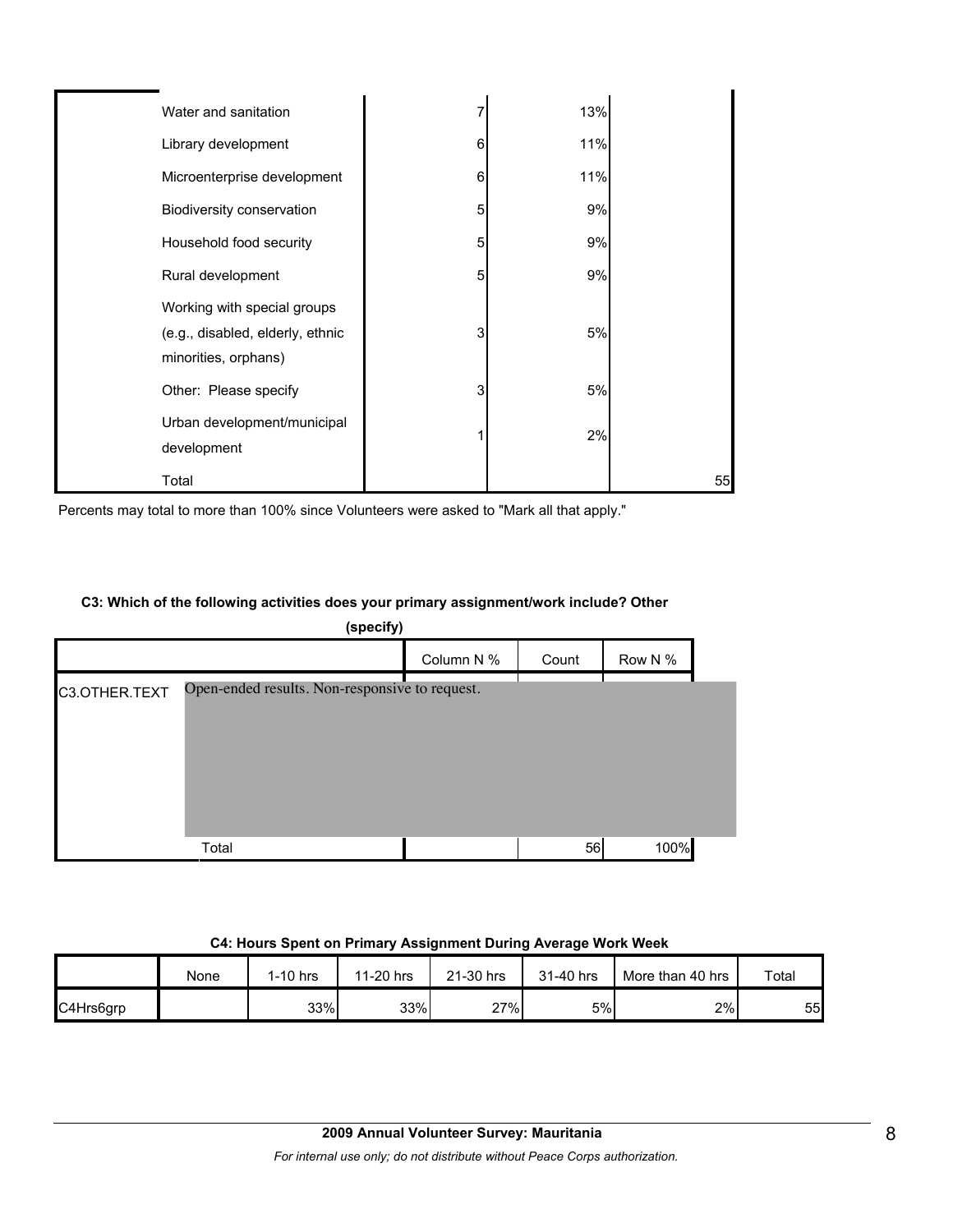| | Count | % | Total |
|---|---|---|---|
| Water and sanitation | 7 | 13% | |
| Library development | 6 | 11% | |
| Microenterprise development | 6 | 11% | |
| Biodiversity conservation | 5 | 9% | |
| Household food security | 5 | 9% | |
| Rural development | 5 | 9% | |
| Working with special groups (e.g., disabled, elderly, ethnic minorities, orphans) | 3 | 5% | |
| Other: Please specify | 3 | 5% | |
| Urban development/municipal development | 1 | 2% | |
| Total | | | 55 |

Percents may total to more than 100% since Volunteers were asked to "Mark all that apply."

**C3: Which of the following activities does your primary assignment/work include? Other (specify)**

| | | Column N % | Count | Row N % |
|---|---|---|---|---|
| C3.OTHER.TEXT | Open-ended results. Non-responsive to request. | | | |
| | Total | | 56 | 100% |

**C4: Hours Spent on Primary Assignment During Average Work Week**

| | None | 1-10 hrs | 11-20 hrs | 21-30 hrs | 31-40 hrs | More than 40 hrs | Total |
|---|---|---|---|---|---|---|---|
| C4Hrs6grp | | 33% | 33% | 27% | 5% | 2% | 55 |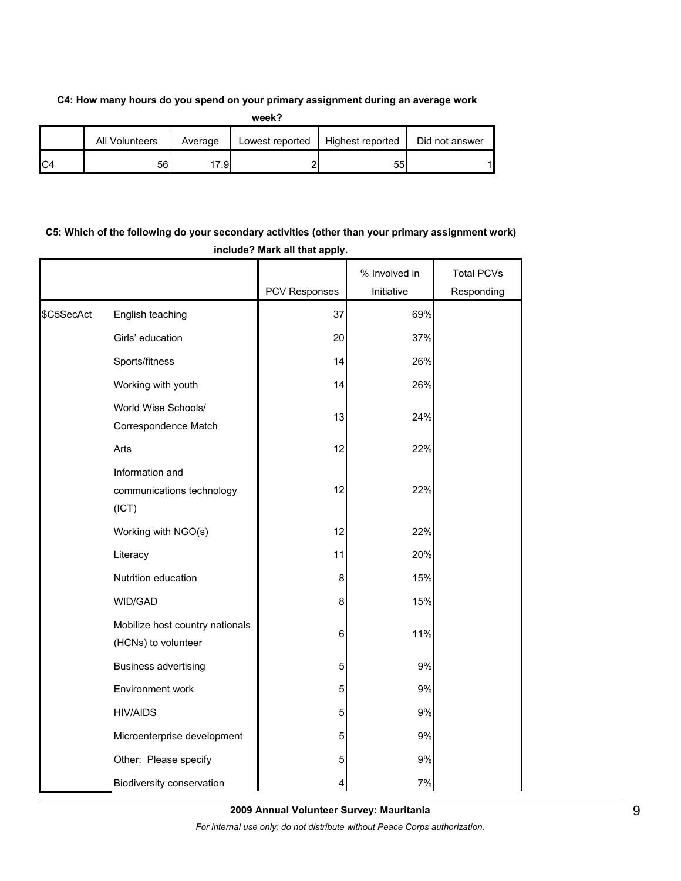**C4: How many hours do you spend on your primary assignment during an average work week?**

| | All Volunteers | Average | Lowest reported | Highest reported | Did not answer |
|---|---|---|---|---|---|
| C4 | 56 | 17.9 | 2 | 55 | 1 |

**C5: Which of the following do your secondary activities (other than your primary assignment work) include? Mark all that apply.**

| | | PCV Responses | % Involved in Initiative | Total PCVs Responding |
|---|---|---|---|---|
| $C5SecAct | English teaching | 37 | 69% | |
| | Girls' education | 20 | 37% | |
| | Sports/fitness | 14 | 26% | |
| | Working with youth | 14 | 26% | |
| | World Wise Schools/ Correspondence Match | 13 | 24% | |
| | Arts | 12 | 22% | |
| | Information and communications technology (ICT) | 12 | 22% | |
| | Working with NGO(s) | 12 | 22% | |
| | Literacy | 11 | 20% | |
| | Nutrition education | 8 | 15% | |
| | WID/GAD | 8 | 15% | |
| | Mobilize host country nationals (HCNs) to volunteer | 6 | 11% | |
| | Business advertising | 5 | 9% | |
| | Environment work | 5 | 9% | |
| | HIV/AIDS | 5 | 9% | |
| | Microenterprise development | 5 | 9% | |
| | Other: Please specify | 5 | 9% | |
| | Biodiversity conservation | 4 | 7% | |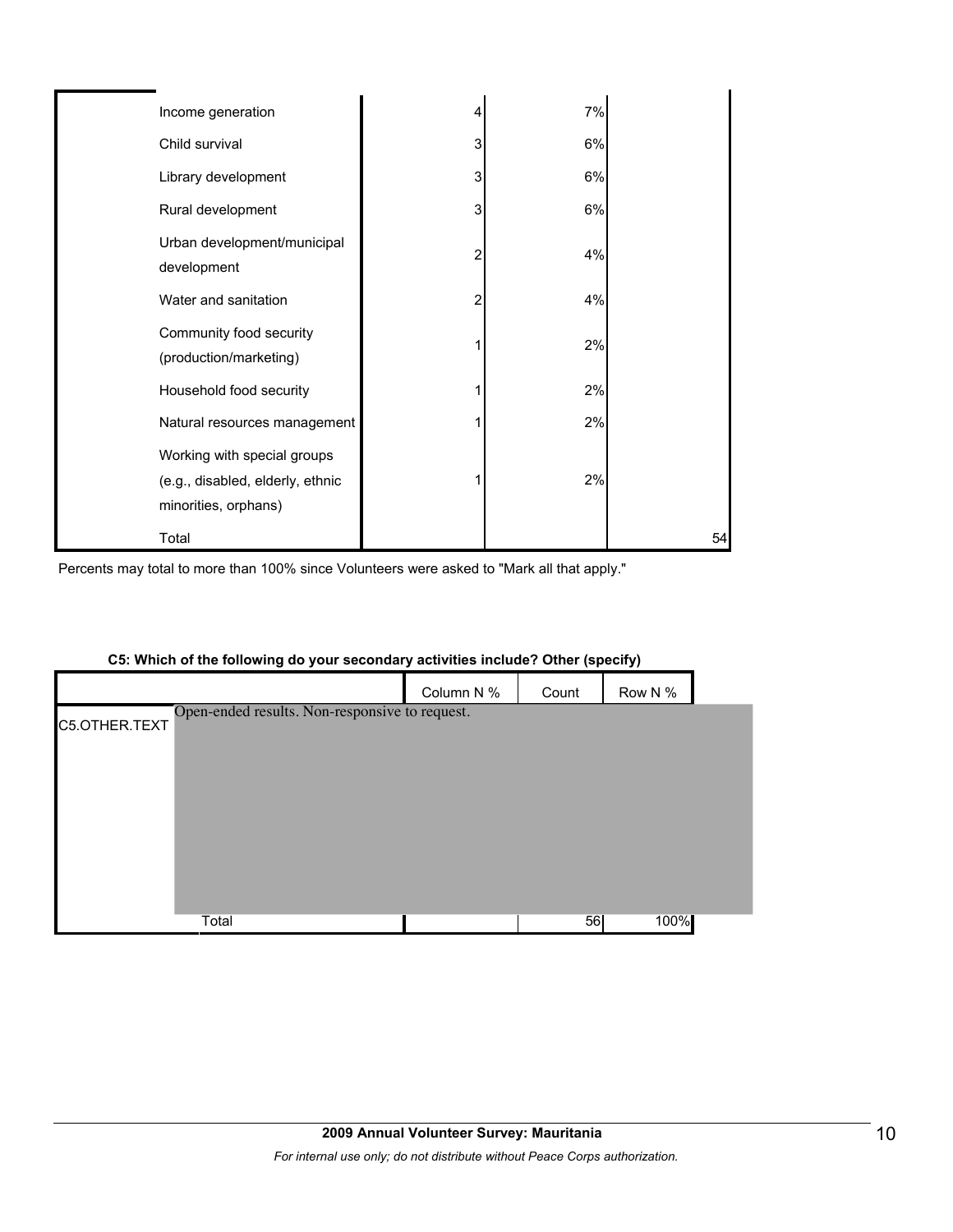| | | | | |
|---|---|---|---|---|
| | Income generation | 4 | 7% | |
| | Child survival | 3 | 6% | |
| | Library development | 3 | 6% | |
| | Rural development | 3 | 6% | |
| | Urban development/municipal development | 2 | 4% | |
| | Water and sanitation | 2 | 4% | |
| | Community food security (production/marketing) | 1 | 2% | |
| | Household food security | 1 | 2% | |
| | Natural resources management | 1 | 2% | |
| | Working with special groups (e.g., disabled, elderly, ethnic minorities, orphans) | 1 | 2% | |
| | Total | | | 54 |

Percents may total to more than 100% since Volunteers were asked to "Mark all that apply."

**C5: Which of the following do your secondary activities include? Other (specify)**

| | | Column N % | Count | Row N % |
|---|---|---|---|---|
| C5.OTHER.TEXT | Open-ended results. Non-responsive to request. | | | |
| | Total | | 56 | 100% |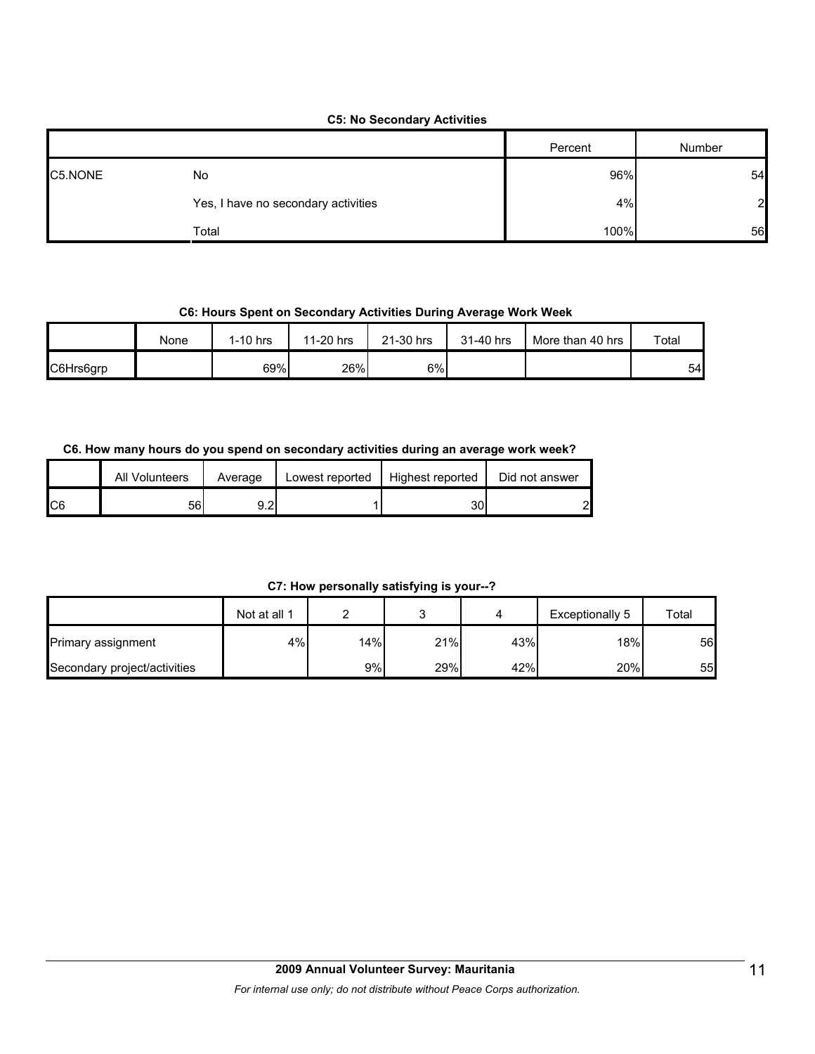**C5: No Secondary Activities**

| | | Percent | Number |
|---|---|---|---|
| C5.NONE | No | 96% | 54 |
| | Yes, I have no secondary activities | 4% | 2 |
| | Total | 100% | 56 |

**C6: Hours Spent on Secondary Activities During Average Work Week**

| | None | 1-10 hrs | 11-20 hrs | 21-30 hrs | 31-40 hrs | More than 40 hrs | Total |
|---|---|---|---|---|---|---|---|
| C6Hrs6grp | | 69% | 26% | 6% | | | 54 |

**C6. How many hours do you spend on secondary activities during an average work week?**

| | All Volunteers | Average | Lowest reported | Highest reported | Did not answer |
|---|---|---|---|---|---|
| C6 | 56 | 9.2 | 1 | 30 | 2 |

**C7: How personally satisfying is your--?**

| | Not at all 1 | 2 | 3 | 4 | Exceptionally 5 | Total |
|---|---|---|---|---|---|---|
| Primary assignment | 4% | 14% | 21% | 43% | 18% | 56 |
| Secondary project/activities | | 9% | 29% | 42% | 20% | 55 |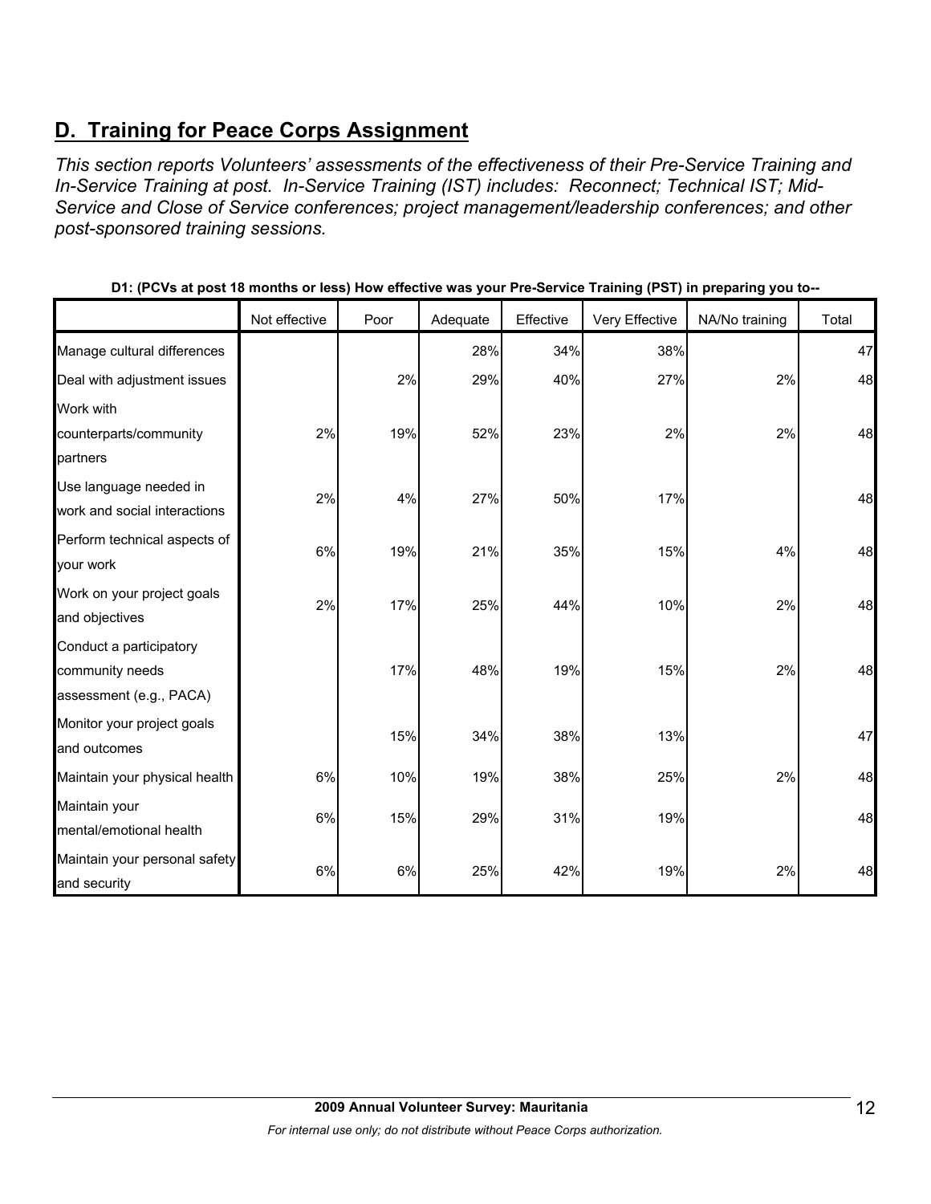## D. Training for Peace Corps Assignment

*This section reports Volunteers' assessments of the effectiveness of their Pre-Service Training and In-Service Training at post. In-Service Training (IST) includes: Reconnect; Technical IST; Mid-Service and Close of Service conferences; project management/leadership conferences; and other post-sponsored training sessions.*

**D1: (PCVs at post 18 months or less) How effective was your Pre-Service Training (PST) in preparing you to--**

| | Not effective | Poor | Adequate | Effective | Very Effective | NA/No training | Total |
|---|---|---|---|---|---|---|---|
| Manage cultural differences | | | 28% | 34% | 38% | | 47 |
| Deal with adjustment issues | | 2% | 29% | 40% | 27% | 2% | 48 |
| Work with counterparts/community partners | 2% | 19% | 52% | 23% | 2% | 2% | 48 |
| Use language needed in work and social interactions | 2% | 4% | 27% | 50% | 17% | | 48 |
| Perform technical aspects of your work | 6% | 19% | 21% | 35% | 15% | 4% | 48 |
| Work on your project goals and objectives | 2% | 17% | 25% | 44% | 10% | 2% | 48 |
| Conduct a participatory community needs assessment (e.g., PACA) | | 17% | 48% | 19% | 15% | 2% | 48 |
| Monitor your project goals and outcomes | | 15% | 34% | 38% | 13% | | 47 |
| Maintain your physical health | 6% | 10% | 19% | 38% | 25% | 2% | 48 |
| Maintain your mental/emotional health | 6% | 15% | 29% | 31% | 19% | | 48 |
| Maintain your personal safety and security | 6% | 6% | 25% | 42% | 19% | 2% | 48 |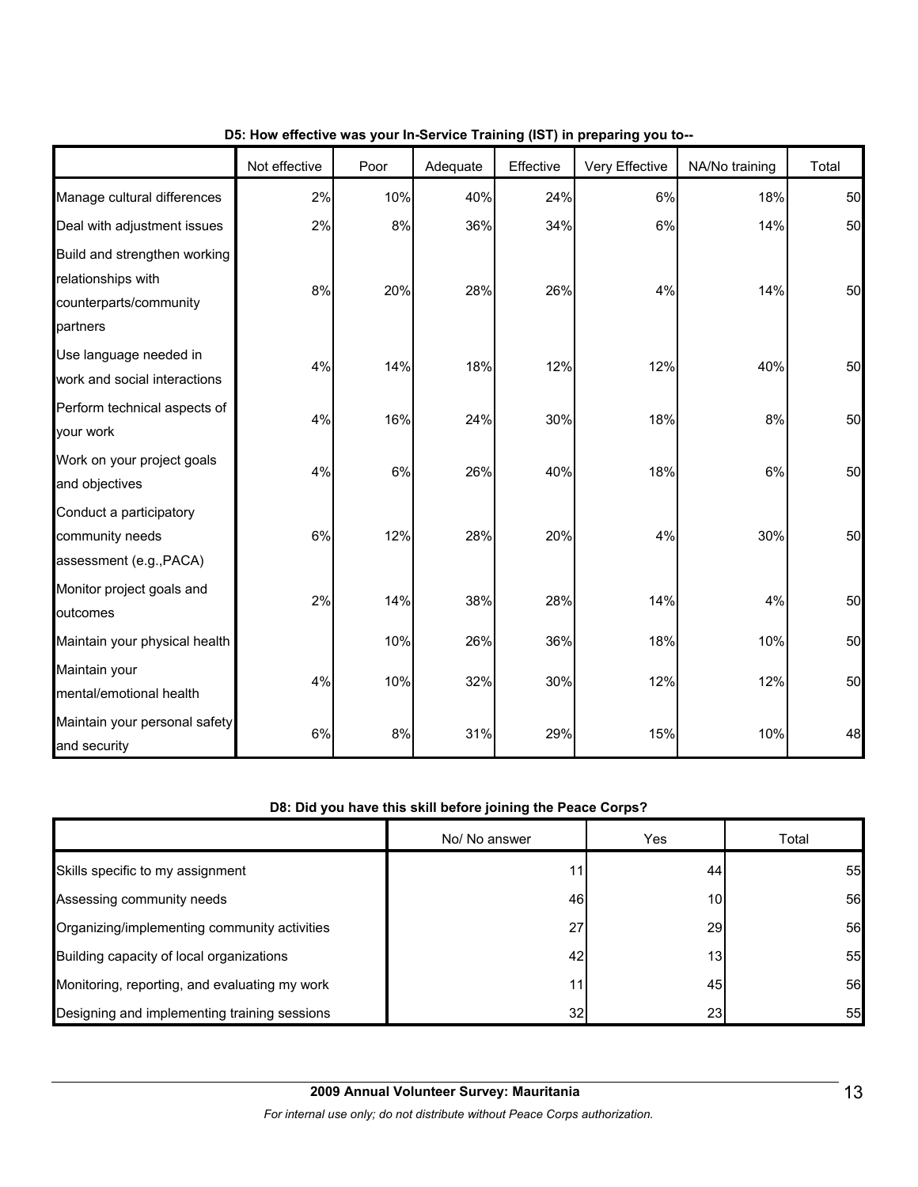**D5: How effective was your In-Service Training (IST) in preparing you to--**

| | Not effective | Poor | Adequate | Effective | Very Effective | NA/No training | Total |
|---|---|---|---|---|---|---|---|
| Manage cultural differences | 2% | 10% | 40% | 24% | 6% | 18% | 50 |
| Deal with adjustment issues | 2% | 8% | 36% | 34% | 6% | 14% | 50 |
| Build and strengthen working relationships with counterparts/community partners | 8% | 20% | 28% | 26% | 4% | 14% | 50 |
| Use language needed in work and social interactions | 4% | 14% | 18% | 12% | 12% | 40% | 50 |
| Perform technical aspects of your work | 4% | 16% | 24% | 30% | 18% | 8% | 50 |
| Work on your project goals and objectives | 4% | 6% | 26% | 40% | 18% | 6% | 50 |
| Conduct a participatory community needs assessment (e.g.,PACA) | 6% | 12% | 28% | 20% | 4% | 30% | 50 |
| Monitor project goals and outcomes | 2% | 14% | 38% | 28% | 14% | 4% | 50 |
| Maintain your physical health | | 10% | 26% | 36% | 18% | 10% | 50 |
| Maintain your mental/emotional health | 4% | 10% | 32% | 30% | 12% | 12% | 50 |
| Maintain your personal safety and security | 6% | 8% | 31% | 29% | 15% | 10% | 48 |

**D8: Did you have this skill before joining the Peace Corps?**

| | No/ No answer | Yes | Total |
|---|---|---|---|
| Skills specific to my assignment | 11 | 44 | 55 |
| Assessing community needs | 46 | 10 | 56 |
| Organizing/implementing community activities | 27 | 29 | 56 |
| Building capacity of local organizations | 42 | 13 | 55 |
| Monitoring, reporting, and evaluating my work | 11 | 45 | 56 |
| Designing and implementing training sessions | 32 | 23 | 55 |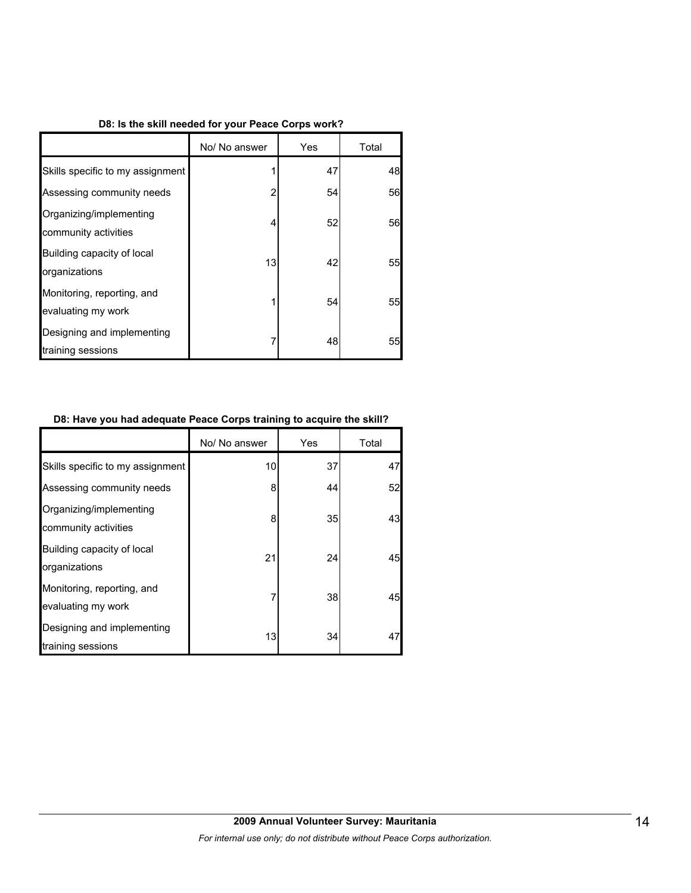**D8: Is the skill needed for your Peace Corps work?**

| | No/ No answer | Yes | Total |
|---|---|---|---|
| Skills specific to my assignment | 1 | 47 | 48 |
| Assessing community needs | 2 | 54 | 56 |
| Organizing/implementing community activities | 4 | 52 | 56 |
| Building capacity of local organizations | 13 | 42 | 55 |
| Monitoring, reporting, and evaluating my work | 1 | 54 | 55 |
| Designing and implementing training sessions | 7 | 48 | 55 |

**D8: Have you had adequate Peace Corps training to acquire the skill?**

| | No/ No answer | Yes | Total |
|---|---|---|---|
| Skills specific to my assignment | 10 | 37 | 47 |
| Assessing community needs | 8 | 44 | 52 |
| Organizing/implementing community activities | 8 | 35 | 43 |
| Building capacity of local organizations | 21 | 24 | 45 |
| Monitoring, reporting, and evaluating my work | 7 | 38 | 45 |
| Designing and implementing training sessions | 13 | 34 | 47 |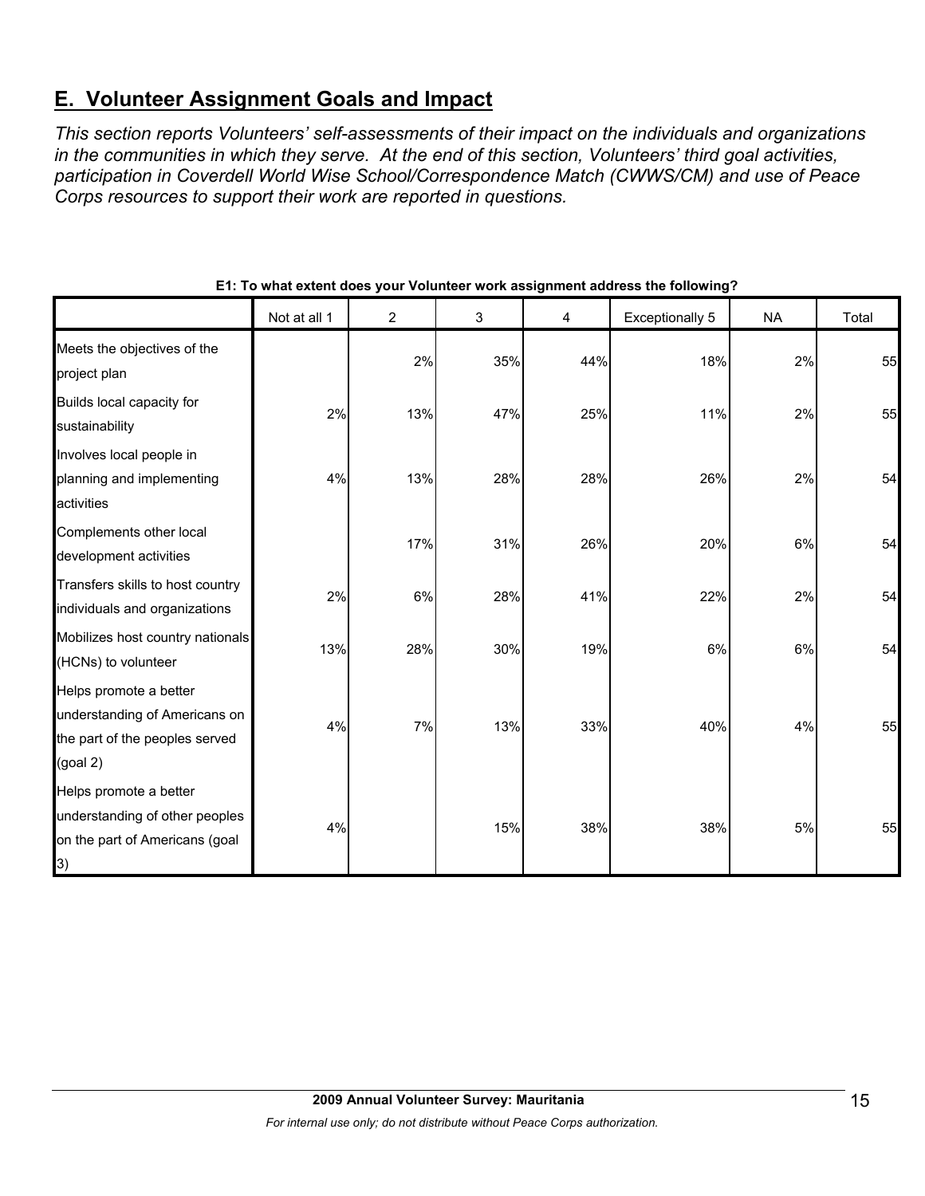## E. Volunteer Assignment Goals and Impact

*This section reports Volunteers' self-assessments of their impact on the individuals and organizations in the communities in which they serve. At the end of this section, Volunteers' third goal activities, participation in Coverdell World Wise School/Correspondence Match (CWWS/CM) and use of Peace Corps resources to support their work are reported in questions.*

**E1: To what extent does your Volunteer work assignment address the following?**

| | Not at all 1 | 2 | 3 | 4 | Exceptionally 5 | NA | Total |
|---|---|---|---|---|---|---|---|
| Meets the objectives of the project plan | | 2% | 35% | 44% | 18% | 2% | 55 |
| Builds local capacity for sustainability | 2% | 13% | 47% | 25% | 11% | 2% | 55 |
| Involves local people in planning and implementing activities | 4% | 13% | 28% | 28% | 26% | 2% | 54 |
| Complements other local development activities | | 17% | 31% | 26% | 20% | 6% | 54 |
| Transfers skills to host country individuals and organizations | 2% | 6% | 28% | 41% | 22% | 2% | 54 |
| Mobilizes host country nationals (HCNs) to volunteer | 13% | 28% | 30% | 19% | 6% | 6% | 54 |
| Helps promote a better understanding of Americans on the part of the peoples served (goal 2) | 4% | 7% | 13% | 33% | 40% | 4% | 55 |
| Helps promote a better understanding of other peoples on the part of Americans (goal 3) | 4% | | 15% | 38% | 38% | 5% | 55 |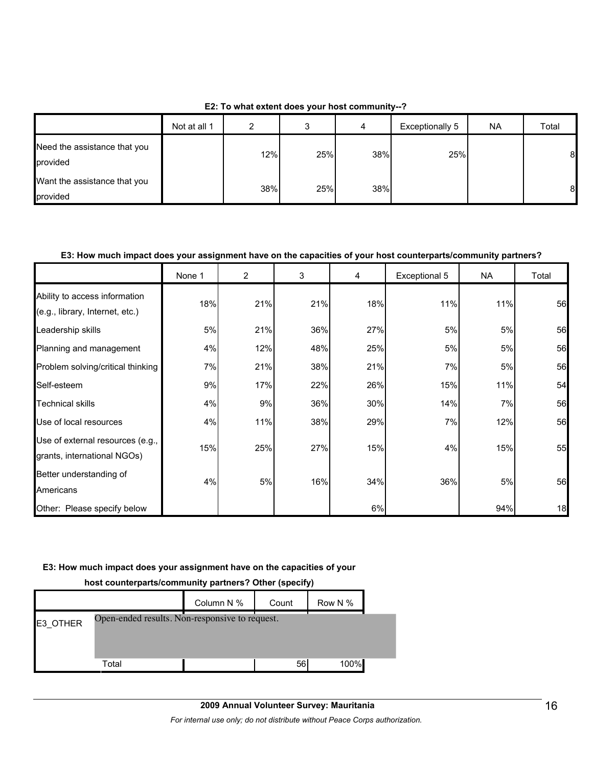**E2: To what extent does your host community--?**

| | Not at all 1 | 2 | 3 | 4 | Exceptionally 5 | NA | Total |
|---|---|---|---|---|---|---|---|
| Need the assistance that you provided | | 12% | 25% | 38% | 25% | | 8 |
| Want the assistance that you provided | | 38% | 25% | 38% | | | 8 |

**E3: How much impact does your assignment have on the capacities of your host counterparts/community partners?**

| | None 1 | 2 | 3 | 4 | Exceptional 5 | NA | Total |
|---|---|---|---|---|---|---|---|
| Ability to access information (e.g., library, Internet, etc.) | 18% | 21% | 21% | 18% | 11% | 11% | 56 |
| Leadership skills | 5% | 21% | 36% | 27% | 5% | 5% | 56 |
| Planning and management | 4% | 12% | 48% | 25% | 5% | 5% | 56 |
| Problem solving/critical thinking | 7% | 21% | 38% | 21% | 7% | 5% | 56 |
| Self-esteem | 9% | 17% | 22% | 26% | 15% | 11% | 54 |
| Technical skills | 4% | 9% | 36% | 30% | 14% | 7% | 56 |
| Use of local resources | 4% | 11% | 38% | 29% | 7% | 12% | 56 |
| Use of external resources (e.g., grants, international NGOs) | 15% | 25% | 27% | 15% | 4% | 15% | 55 |
| Better understanding of Americans | 4% | 5% | 16% | 34% | 36% | 5% | 56 |
| Other: Please specify below | | | | 6% | | 94% | 18 |

**E3: How much impact does your assignment have on the capacities of your host counterparts/community partners? Other (specify)**

| | | Column N % | Count | Row N % |
|---|---|---|---|---|
| E3_OTHER | Open-ended results. Non-responsive to request. | | | |
| | Total | | 56 | 100% |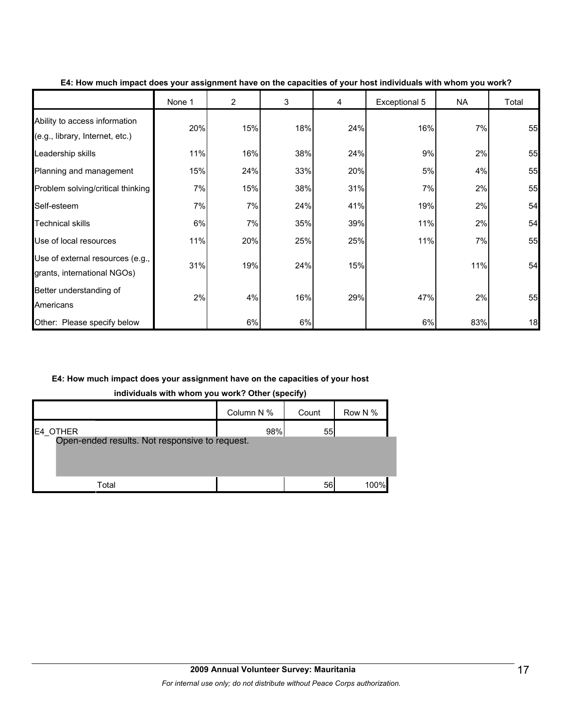**E4: How much impact does your assignment have on the capacities of your host individuals with whom you work?**

| | None 1 | 2 | 3 | 4 | Exceptional 5 | NA | Total |
|---|---|---|---|---|---|---|---|
| Ability to access information (e.g., library, Internet, etc.) | 20% | 15% | 18% | 24% | 16% | 7% | 55 |
| Leadership skills | 11% | 16% | 38% | 24% | 9% | 2% | 55 |
| Planning and management | 15% | 24% | 33% | 20% | 5% | 4% | 55 |
| Problem solving/critical thinking | 7% | 15% | 38% | 31% | 7% | 2% | 55 |
| Self-esteem | 7% | 7% | 24% | 41% | 19% | 2% | 54 |
| Technical skills | 6% | 7% | 35% | 39% | 11% | 2% | 54 |
| Use of local resources | 11% | 20% | 25% | 25% | 11% | 7% | 55 |
| Use of external resources (e.g., grants, international NGOs) | 31% | 19% | 24% | 15% | | 11% | 54 |
| Better understanding of Americans | 2% | 4% | 16% | 29% | 47% | 2% | 55 |
| Other: Please specify below | | 6% | 6% | | 6% | 83% | 18 |

**E4: How much impact does your assignment have on the capacities of your host individuals with whom you work? Other (specify)**

| | Column N % | Count | Row N % |
|---|---|---|---|
| E4_OTHER | 98% | 55 | |
| Open-ended results. Not responsive to request. | | | |
| Total | | 56 | 100% |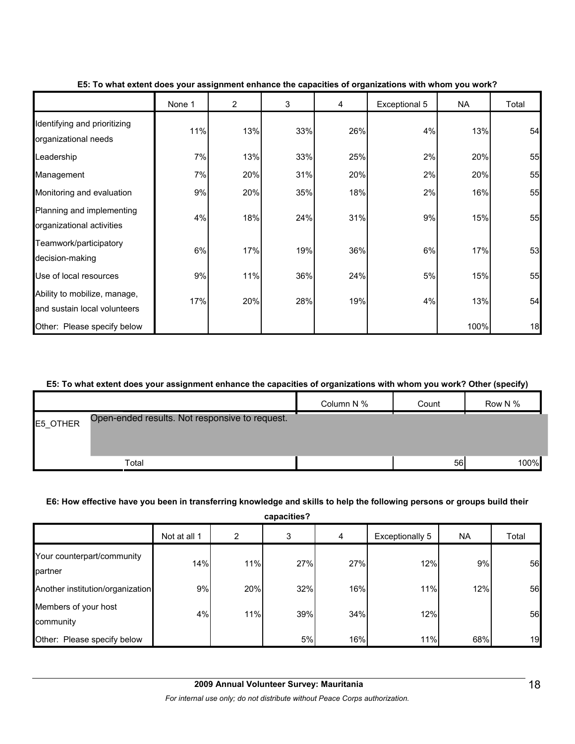**E5: To what extent does your assignment enhance the capacities of organizations with whom you work?**

| | None 1 | 2 | 3 | 4 | Exceptional 5 | NA | Total |
|---|---|---|---|---|---|---|---|
| Identifying and prioritizing organizational needs | 11% | 13% | 33% | 26% | 4% | 13% | 54 |
| Leadership | 7% | 13% | 33% | 25% | 2% | 20% | 55 |
| Management | 7% | 20% | 31% | 20% | 2% | 20% | 55 |
| Monitoring and evaluation | 9% | 20% | 35% | 18% | 2% | 16% | 55 |
| Planning and implementing organizational activities | 4% | 18% | 24% | 31% | 9% | 15% | 55 |
| Teamwork/participatory decision-making | 6% | 17% | 19% | 36% | 6% | 17% | 53 |
| Use of local resources | 9% | 11% | 36% | 24% | 5% | 15% | 55 |
| Ability to mobilize, manage, and sustain local volunteers | 17% | 20% | 28% | 19% | 4% | 13% | 54 |
| Other: Please specify below | | | | | | 100% | 18 |

**E5: To what extent does your assignment enhance the capacities of organizations with whom you work? Other (specify)**

| | | Column N % | Count | Row N % |
|---|---|---|---|---|
| E5_OTHER | Open-ended results. Not responsive to request. | | | |
| | Total | | 56 | 100% |

**E6: How effective have you been in transferring knowledge and skills to help the following persons or groups build their capacities?**

| | Not at all 1 | 2 | 3 | 4 | Exceptionally 5 | NA | Total |
|---|---|---|---|---|---|---|---|
| Your counterpart/community partner | 14% | 11% | 27% | 27% | 12% | 9% | 56 |
| Another institution/organization | 9% | 20% | 32% | 16% | 11% | 12% | 56 |
| Members of your host community | 4% | 11% | 39% | 34% | 12% | | 56 |
| Other: Please specify below | | | 5% | 16% | 11% | 68% | 19 |

**2009 Annual Volunteer Survey: Mauritania**

*For internal use only; do not distribute without Peace Corps authorization.*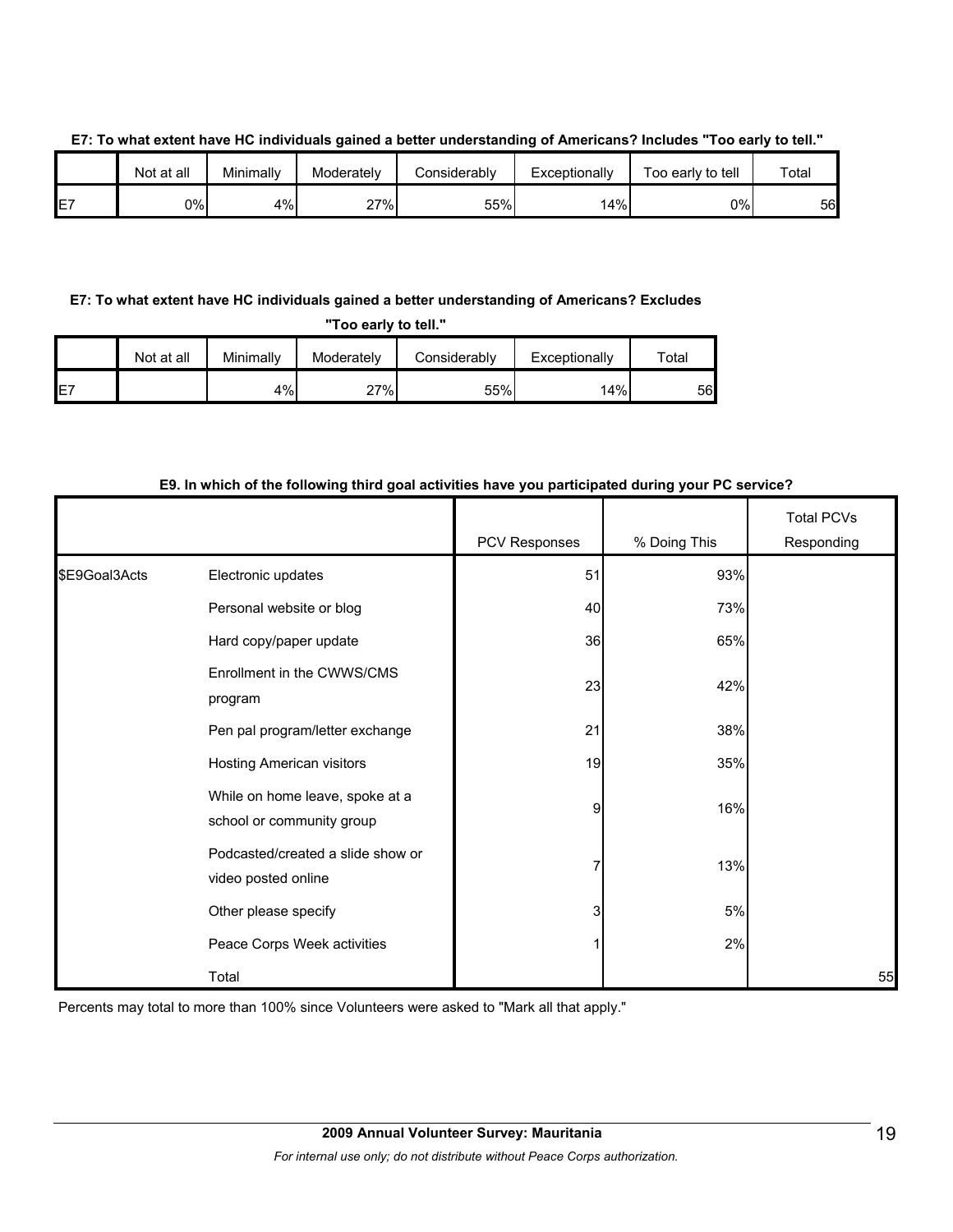**E7: To what extent have HC individuals gained a better understanding of Americans? Includes "Too early to tell."**

| | Not at all | Minimally | Moderately | Considerably | Exceptionally | Too early to tell | Total |
|---|---|---|---|---|---|---|---|
| E7 | 0% | 4% | 27% | 55% | 14% | 0% | 56 |

**E7: To what extent have HC individuals gained a better understanding of Americans? Excludes "Too early to tell."**

| | Not at all | Minimally | Moderately | Considerably | Exceptionally | Total |
|---|---|---|---|---|---|---|
| E7 | | 4% | 27% | 55% | 14% | 56 |

**E9. In which of the following third goal activities have you participated during your PC service?**

| | | PCV Responses | % Doing This | Total PCVs Responding |
|---|---|---|---|---|
| $E9Goal3Acts | Electronic updates | 51 | 93% | |
| | Personal website or blog | 40 | 73% | |
| | Hard copy/paper update | 36 | 65% | |
| | Enrollment in the CWWS/CMS program | 23 | 42% | |
| | Pen pal program/letter exchange | 21 | 38% | |
| | Hosting American visitors | 19 | 35% | |
| | While on home leave, spoke at a school or community group | 9 | 16% | |
| | Podcasted/created a slide show or video posted online | 7 | 13% | |
| | Other please specify | 3 | 5% | |
| | Peace Corps Week activities | 1 | 2% | |
| | Total | | | 55 |

Percents may total to more than 100% since Volunteers were asked to "Mark all that apply."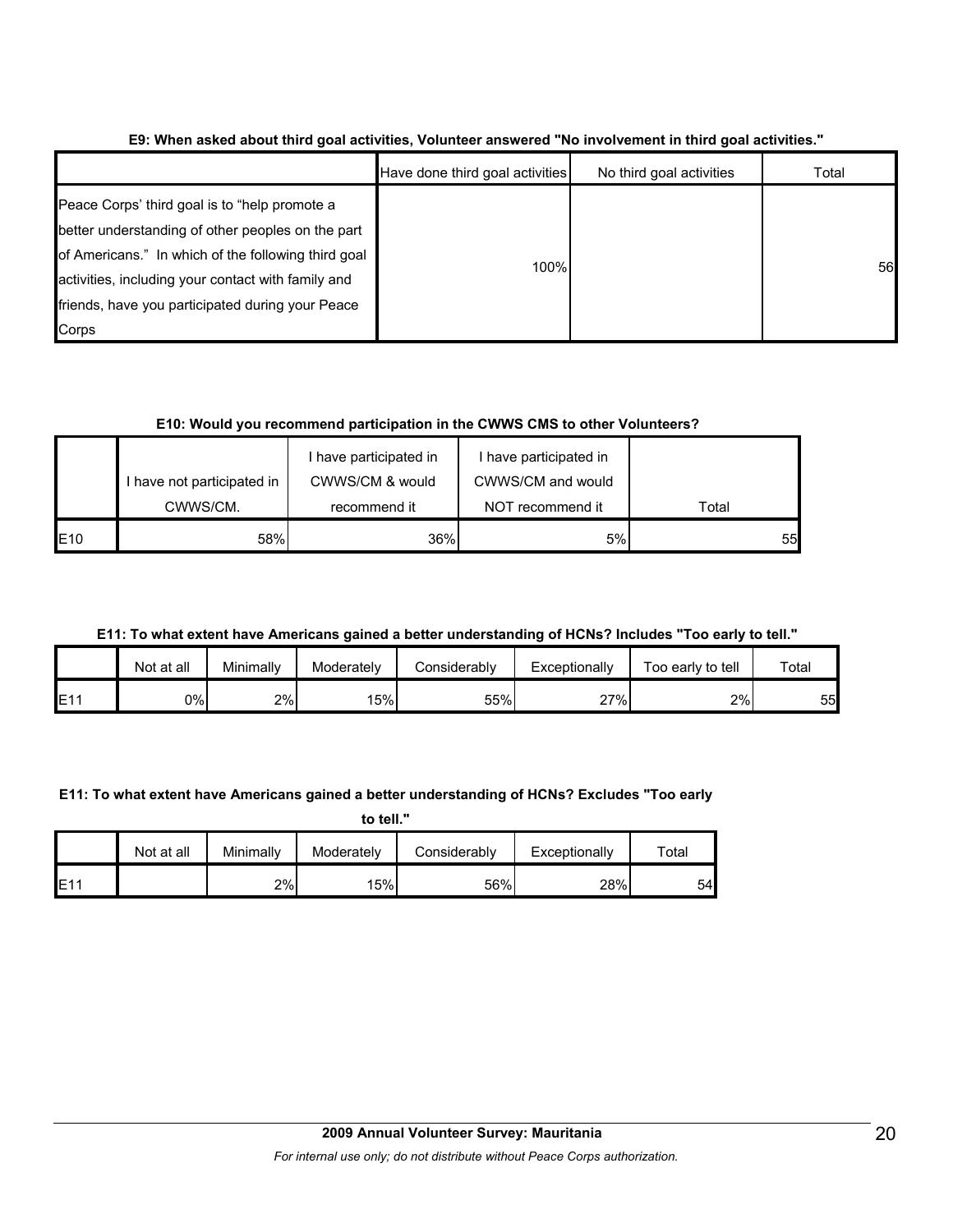**E9: When asked about third goal activities, Volunteer answered "No involvement in third goal activities."**

| | Have done third goal activities | No third goal activities | Total |
|---|---|---|---|
| Peace Corps' third goal is to "help promote a better understanding of other peoples on the part of Americans." In which of the following third goal activities, including your contact with family and friends, have you participated during your Peace Corps | 100% | | 56 |

**E10: Would you recommend participation in the CWWS CMS to other Volunteers?**

| | I have not participated in CWWS/CM. | I have participated in CWWS/CM & would recommend it | I have participated in CWWS/CM and would NOT recommend it | Total |
|---|---|---|---|---|
| E10 | 58% | 36% | 5% | 55 |

**E11: To what extent have Americans gained a better understanding of HCNs? Includes "Too early to tell."**

| | Not at all | Minimally | Moderately | Considerably | Exceptionally | Too early to tell | Total |
|---|---|---|---|---|---|---|---|
| E11 | 0% | 2% | 15% | 55% | 27% | 2% | 55 |

**E11: To what extent have Americans gained a better understanding of HCNs? Excludes "Too early to tell."**

| | Not at all | Minimally | Moderately | Considerably | Exceptionally | Total |
|---|---|---|---|---|---|---|
| E11 | | 2% | 15% | 56% | 28% | 54 |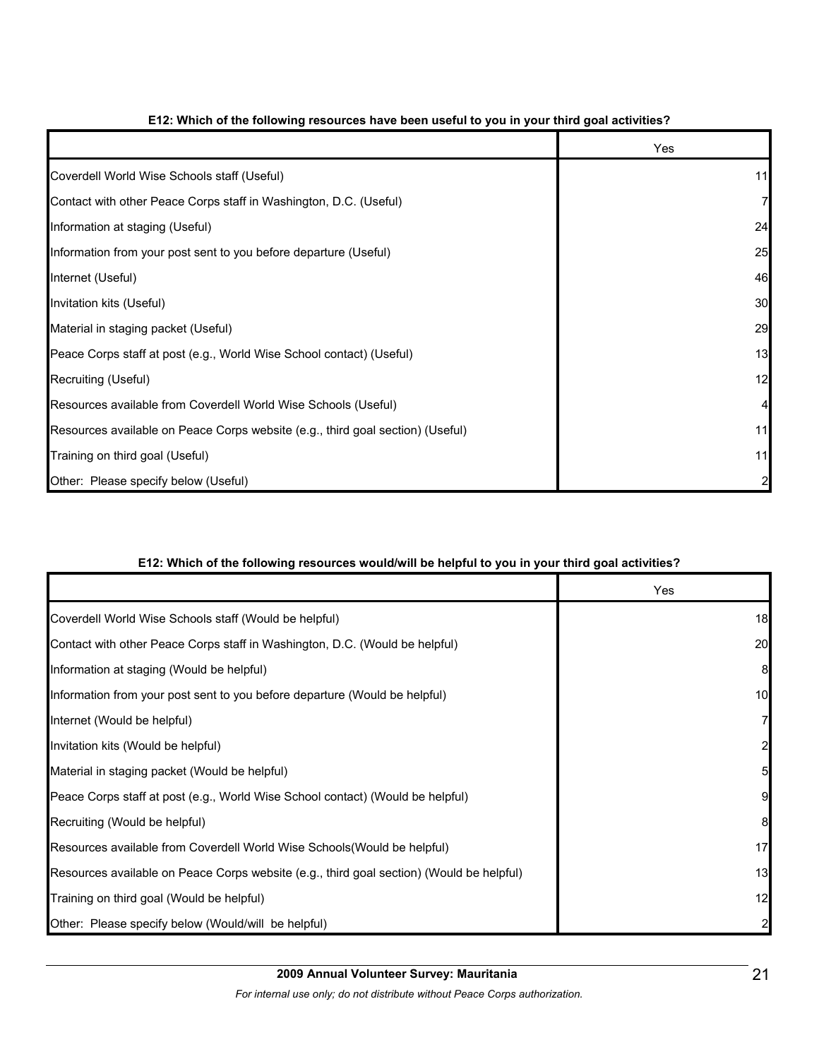**E12: Which of the following resources have been useful to you in your third goal activities?**

| | Yes |
|---|---|
| Coverdell World Wise Schools staff (Useful) | 11 |
| Contact with other Peace Corps staff in Washington, D.C. (Useful) | 7 |
| Information at staging (Useful) | 24 |
| Information from your post sent to you before departure (Useful) | 25 |
| Internet (Useful) | 46 |
| Invitation kits (Useful) | 30 |
| Material in staging packet (Useful) | 29 |
| Peace Corps staff at post (e.g., World Wise School contact) (Useful) | 13 |
| Recruiting (Useful) | 12 |
| Resources available from Coverdell World Wise Schools (Useful) | 4 |
| Resources available on Peace Corps website (e.g., third goal section) (Useful) | 11 |
| Training on third goal (Useful) | 11 |
| Other: Please specify below (Useful) | 2 |

**E12: Which of the following resources would/will be helpful to you in your third goal activities?**

| | Yes |
|---|---|
| Coverdell World Wise Schools staff (Would be helpful) | 18 |
| Contact with other Peace Corps staff in Washington, D.C. (Would be helpful) | 20 |
| Information at staging (Would be helpful) | 8 |
| Information from your post sent to you before departure (Would be helpful) | 10 |
| Internet (Would be helpful) | 7 |
| Invitation kits (Would be helpful) | 2 |
| Material in staging packet (Would be helpful) | 5 |
| Peace Corps staff at post (e.g., World Wise School contact) (Would be helpful) | 9 |
| Recruiting (Would be helpful) | 8 |
| Resources available from Coverdell World Wise Schools(Would be helpful) | 17 |
| Resources available on Peace Corps website (e.g., third goal section) (Would be helpful) | 13 |
| Training on third goal (Would be helpful) | 12 |
| Other: Please specify below (Would/will be helpful) | 2 |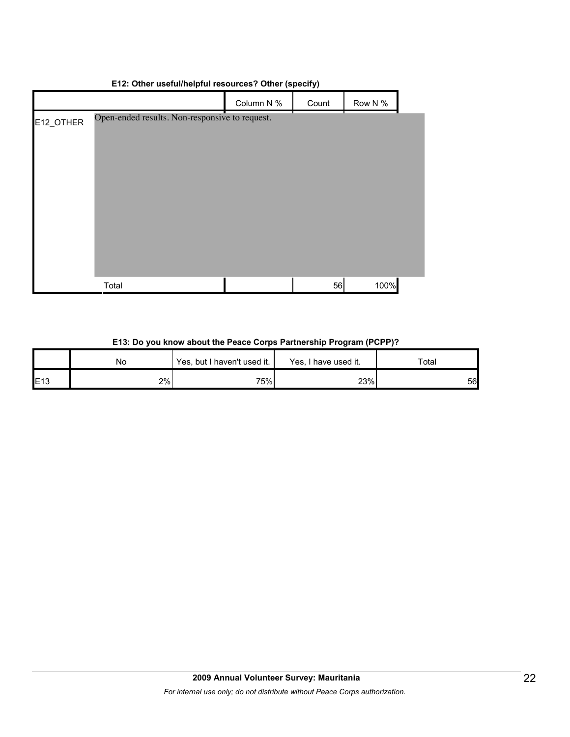**E12: Other useful/helpful resources? Other (specify)**

| | | Column N % | Count | Row N % |
|---|---|---|---|---|
| E12_OTHER | Open-ended results. Non-responsive to request. | | | |
| | Total | | 56 | 100% |

**E13: Do you know about the Peace Corps Partnership Program (PCPP)?**

| | No | Yes, but I haven't used it. | Yes, I have used it. | Total |
|---|---|---|---|---|
| E13 | 2% | 75% | 23% | 56 |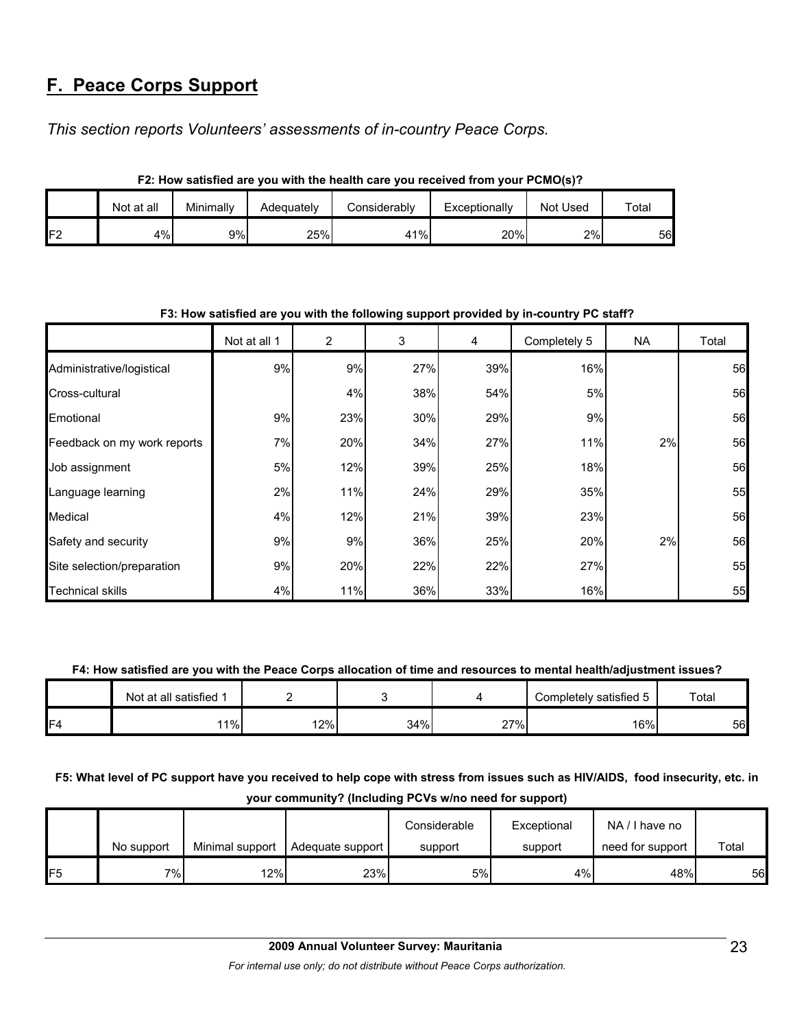## F. Peace Corps Support

*This section reports Volunteers' assessments of in-country Peace Corps.*

**F2: How satisfied are you with the health care you received from your PCMO(s)?**

| | Not at all | Minimally | Adequately | Considerably | Exceptionally | Not Used | Total |
|---|---|---|---|---|---|---|---|
| F2 | 4% | 9% | 25% | 41% | 20% | 2% | 56 |

**F3: How satisfied are you with the following support provided by in-country PC staff?**

| | Not at all 1 | 2 | 3 | 4 | Completely 5 | NA | Total |
|---|---|---|---|---|---|---|---|
| Administrative/logistical | 9% | 9% | 27% | 39% | 16% | | 56 |
| Cross-cultural | | 4% | 38% | 54% | 5% | | 56 |
| Emotional | 9% | 23% | 30% | 29% | 9% | | 56 |
| Feedback on my work reports | 7% | 20% | 34% | 27% | 11% | 2% | 56 |
| Job assignment | 5% | 12% | 39% | 25% | 18% | | 56 |
| Language learning | 2% | 11% | 24% | 29% | 35% | | 55 |
| Medical | 4% | 12% | 21% | 39% | 23% | | 56 |
| Safety and security | 9% | 9% | 36% | 25% | 20% | 2% | 56 |
| Site selection/preparation | 9% | 20% | 22% | 22% | 27% | | 55 |
| Technical skills | 4% | 11% | 36% | 33% | 16% | | 55 |

**F4: How satisfied are you with the Peace Corps allocation of time and resources to mental health/adjustment issues?**

| | Not at all satisfied 1 | 2 | 3 | 4 | Completely satisfied 5 | Total |
|---|---|---|---|---|---|---|
| F4 | 11% | 12% | 34% | 27% | 16% | 56 |

**F5: What level of PC support have you received to help cope with stress from issues such as HIV/AIDS, food insecurity, etc. in your community? (Including PCVs w/no need for support)**

| | No support | Minimal support | Adequate support | Considerable support | Exceptional support | NA / I have no need for support | Total |
|---|---|---|---|---|---|---|---|
| F5 | 7% | 12% | 23% | 5% | 4% | 48% | 56 |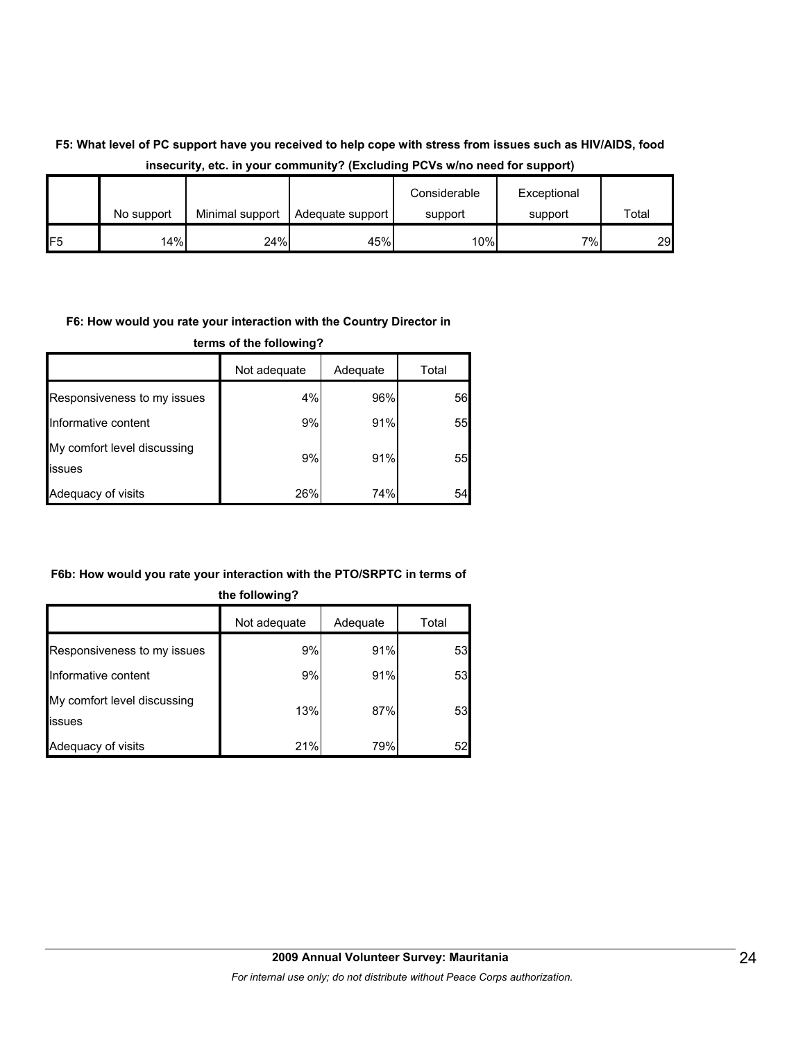**F5: What level of PC support have you received to help cope with stress from issues such as HIV/AIDS, food insecurity, etc. in your community? (Excluding PCVs w/no need for support)**

| | No support | Minimal support | Adequate support | Considerable support | Exceptional support | Total |
|---|---|---|---|---|---|---|
| F5 | 14% | 24% | 45% | 10% | 7% | 29 |

**F6: How would you rate your interaction with the Country Director in terms of the following?**

| | Not adequate | Adequate | Total |
|---|---|---|---|
| Responsiveness to my issues | 4% | 96% | 56 |
| Informative content | 9% | 91% | 55 |
| My comfort level discussing issues | 9% | 91% | 55 |
| Adequacy of visits | 26% | 74% | 54 |

**F6b: How would you rate your interaction with the PTO/SRPTC in terms of the following?**

| | Not adequate | Adequate | Total |
|---|---|---|---|
| Responsiveness to my issues | 9% | 91% | 53 |
| Informative content | 9% | 91% | 53 |
| My comfort level discussing issues | 13% | 87% | 53 |
| Adequacy of visits | 21% | 79% | 52 |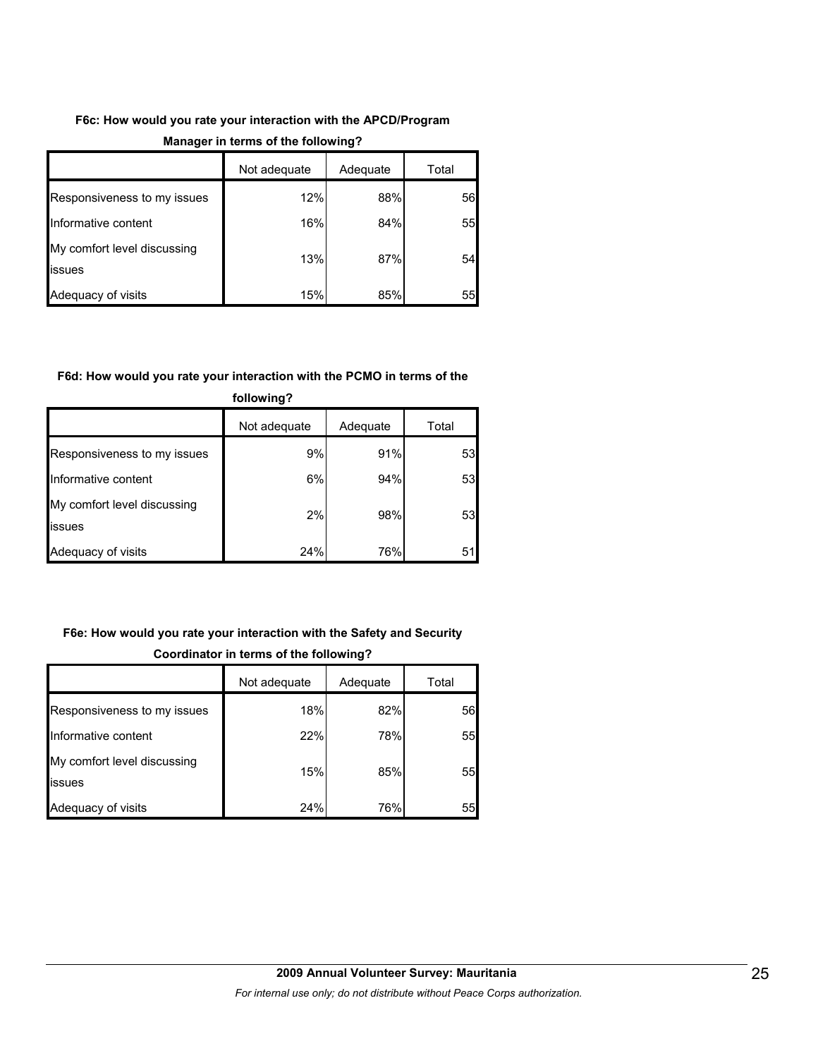**F6c: How would you rate your interaction with the APCD/Program Manager in terms of the following?**

| | Not adequate | Adequate | Total |
|---|---|---|---|
| Responsiveness to my issues | 12% | 88% | 56 |
| Informative content | 16% | 84% | 55 |
| My comfort level discussing issues | 13% | 87% | 54 |
| Adequacy of visits | 15% | 85% | 55 |

**F6d: How would you rate your interaction with the PCMO in terms of the following?**

| | Not adequate | Adequate | Total |
|---|---|---|---|
| Responsiveness to my issues | 9% | 91% | 53 |
| Informative content | 6% | 94% | 53 |
| My comfort level discussing issues | 2% | 98% | 53 |
| Adequacy of visits | 24% | 76% | 51 |

**F6e: How would you rate your interaction with the Safety and Security Coordinator in terms of the following?**

| | Not adequate | Adequate | Total |
|---|---|---|---|
| Responsiveness to my issues | 18% | 82% | 56 |
| Informative content | 22% | 78% | 55 |
| My comfort level discussing issues | 15% | 85% | 55 |
| Adequacy of visits | 24% | 76% | 55 |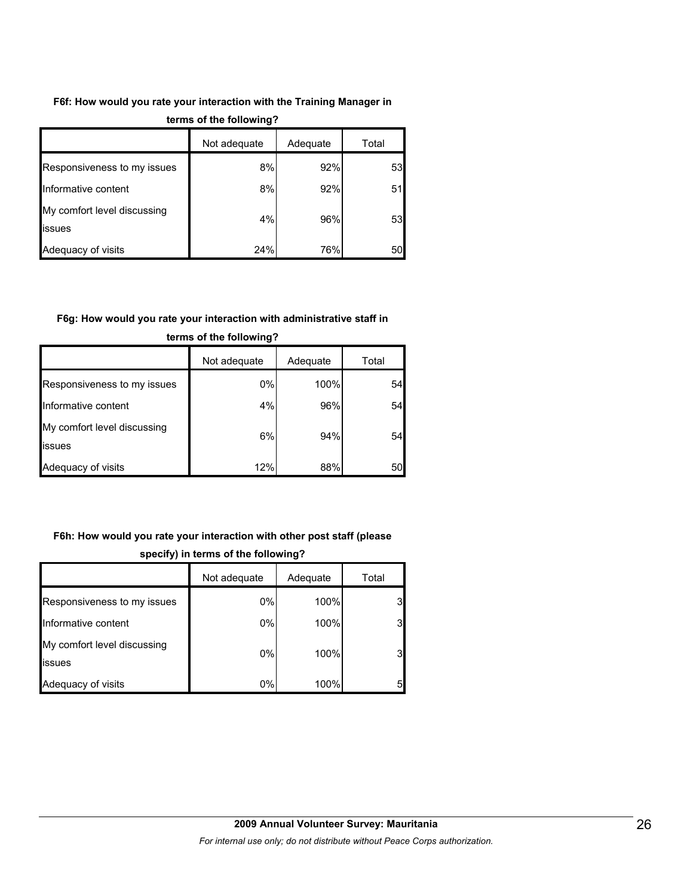**F6f: How would you rate your interaction with the Training Manager in terms of the following?**

| | Not adequate | Adequate | Total |
|---|---|---|---|
| Responsiveness to my issues | 8% | 92% | 53 |
| Informative content | 8% | 92% | 51 |
| My comfort level discussing issues | 4% | 96% | 53 |
| Adequacy of visits | 24% | 76% | 50 |

**F6g: How would you rate your interaction with administrative staff in terms of the following?**

| | Not adequate | Adequate | Total |
|---|---|---|---|
| Responsiveness to my issues | 0% | 100% | 54 |
| Informative content | 4% | 96% | 54 |
| My comfort level discussing issues | 6% | 94% | 54 |
| Adequacy of visits | 12% | 88% | 50 |

**F6h: How would you rate your interaction with other post staff (please specify) in terms of the following?**

| | Not adequate | Adequate | Total |
|---|---|---|---|
| Responsiveness to my issues | 0% | 100% | 3 |
| Informative content | 0% | 100% | 3 |
| My comfort level discussing issues | 0% | 100% | 3 |
| Adequacy of visits | 0% | 100% | 5 |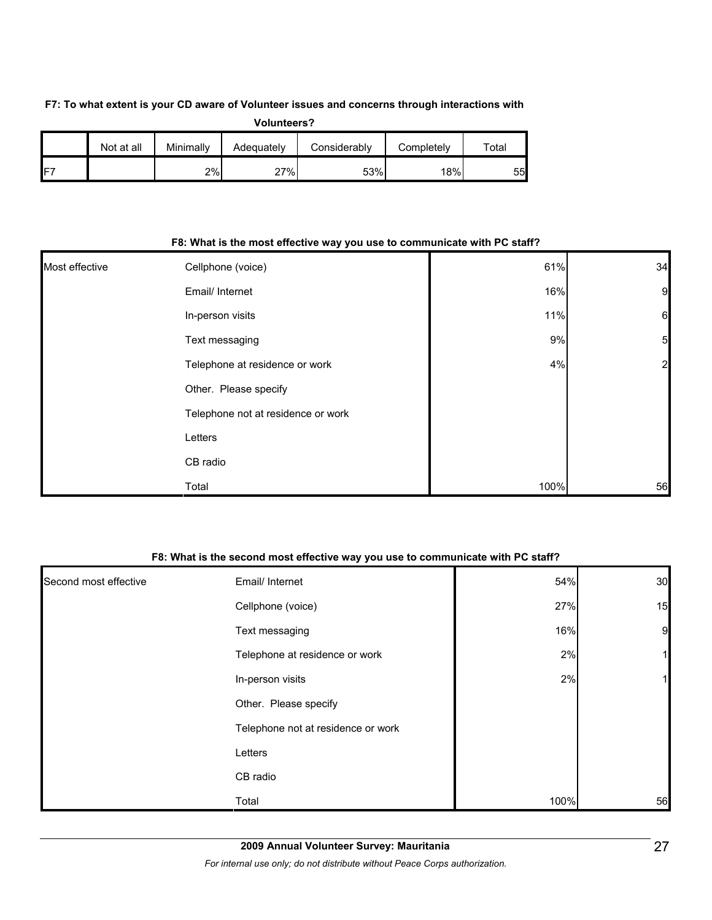**F7: To what extent is your CD aware of Volunteer issues and concerns through interactions with Volunteers?**

| | Not at all | Minimally | Adequately | Considerably | Completely | Total |
|---|---|---|---|---|---|---|
| F7 | | 2% | 27% | 53% | 18% | 55 |

**F8: What is the most effective way you use to communicate with PC staff?**

| | | | |
|---|---|---|---|
| Most effective | Cellphone (voice) | 61% | 34 |
| | Email/ Internet | 16% | 9 |
| | In-person visits | 11% | 6 |
| | Text messaging | 9% | 5 |
| | Telephone at residence or work | 4% | 2 |
| | Other. Please specify | | |
| | Telephone not at residence or work | | |
| | Letters | | |
| | CB radio | | |
| | Total | 100% | 56 |

**F8: What is the second most effective way you use to communicate with PC staff?**

| | | | |
|---|---|---|---|
| Second most effective | Email/ Internet | 54% | 30 |
| | Cellphone (voice) | 27% | 15 |
| | Text messaging | 16% | 9 |
| | Telephone at residence or work | 2% | 1 |
| | In-person visits | 2% | 1 |
| | Other. Please specify | | |
| | Telephone not at residence or work | | |
| | Letters | | |
| | CB radio | | |
| | Total | 100% | 56 |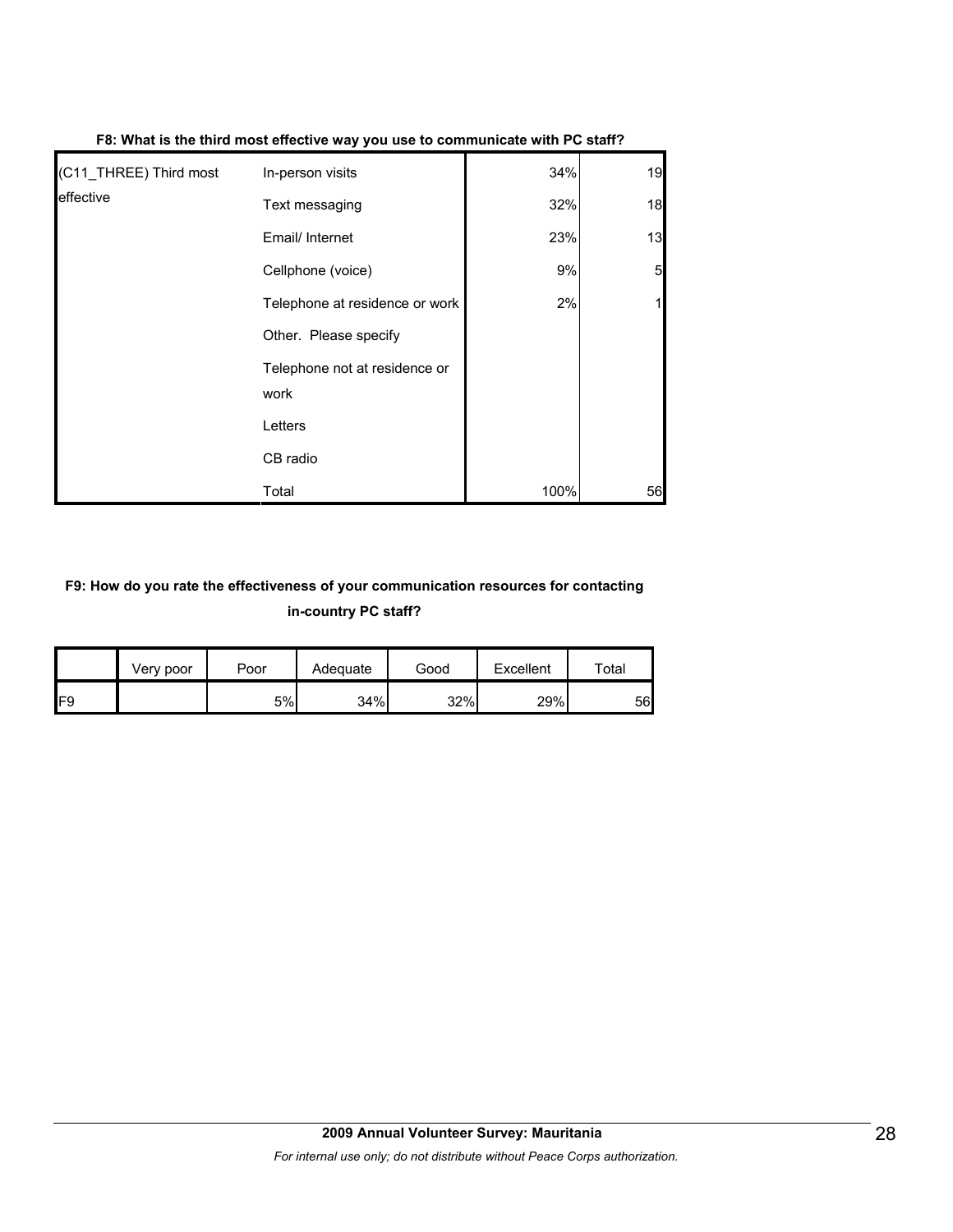**F8: What is the third most effective way you use to communicate with PC staff?**

| | | | |
|---|---|---|---|
| (C11_THREE) Third most effective | In-person visits | 34% | 19 |
| | Text messaging | 32% | 18 |
| | Email/ Internet | 23% | 13 |
| | Cellphone (voice) | 9% | 5 |
| | Telephone at residence or work | 2% | 1 |
| | Other. Please specify | | |
| | Telephone not at residence or work | | |
| | Letters | | |
| | CB radio | | |
| | Total | 100% | 56 |

**F9: How do you rate the effectiveness of your communication resources for contacting in-country PC staff?**

| | Very poor | Poor | Adequate | Good | Excellent | Total |
|---|---|---|---|---|---|---|
| F9 | | 5% | 34% | 32% | 29% | 56 |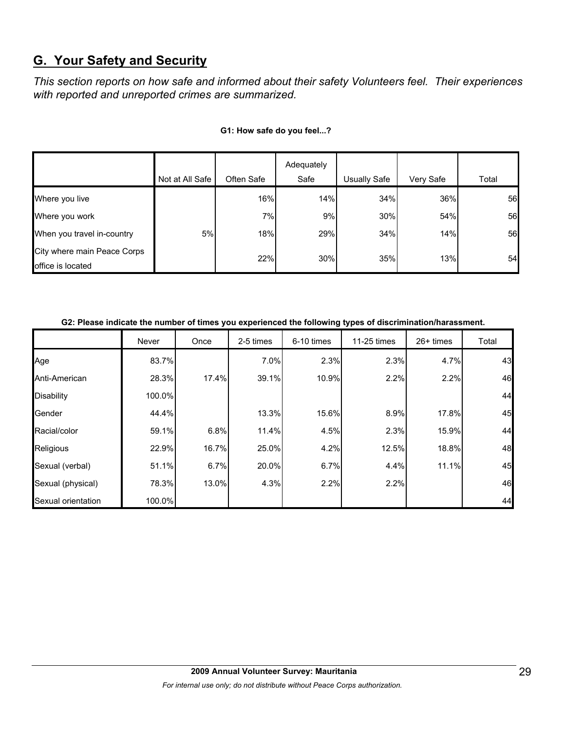## G. Your Safety and Security

*This section reports on how safe and informed about their safety Volunteers feel. Their experiences with reported and unreported crimes are summarized.*

**G1: How safe do you feel...?**

| | Not at All Safe | Often Safe | Adequately Safe | Usually Safe | Very Safe | Total |
|---|---|---|---|---|---|---|
| Where you live | | 16% | 14% | 34% | 36% | 56 |
| Where you work | | 7% | 9% | 30% | 54% | 56 |
| When you travel in-country | 5% | 18% | 29% | 34% | 14% | 56 |
| City where main Peace Corps office is located | | 22% | 30% | 35% | 13% | 54 |

**G2: Please indicate the number of times you experienced the following types of discrimination/harassment.**

| | Never | Once | 2-5 times | 6-10 times | 11-25 times | 26+ times | Total |
|---|---|---|---|---|---|---|---|
| Age | 83.7% | | 7.0% | 2.3% | 2.3% | 4.7% | 43 |
| Anti-American | 28.3% | 17.4% | 39.1% | 10.9% | 2.2% | 2.2% | 46 |
| Disability | 100.0% | | | | | | 44 |
| Gender | 44.4% | | 13.3% | 15.6% | 8.9% | 17.8% | 45 |
| Racial/color | 59.1% | 6.8% | 11.4% | 4.5% | 2.3% | 15.9% | 44 |
| Religious | 22.9% | 16.7% | 25.0% | 4.2% | 12.5% | 18.8% | 48 |
| Sexual (verbal) | 51.1% | 6.7% | 20.0% | 6.7% | 4.4% | 11.1% | 45 |
| Sexual (physical) | 78.3% | 13.0% | 4.3% | 2.2% | 2.2% | | 46 |
| Sexual orientation | 100.0% | | | | | | 44 |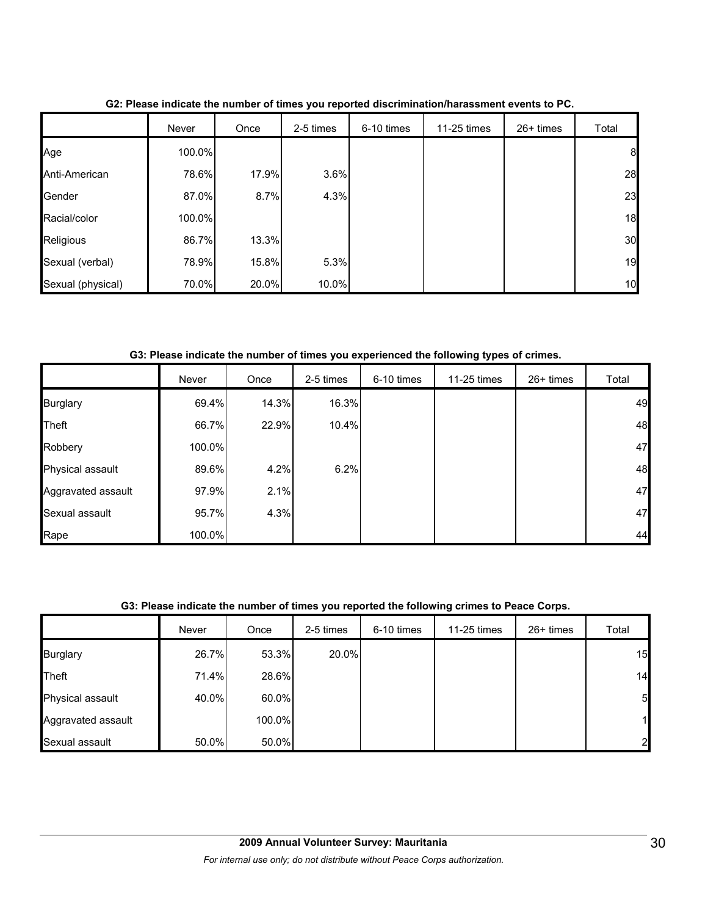**G2: Please indicate the number of times you reported discrimination/harassment events to PC.**

| | Never | Once | 2-5 times | 6-10 times | 11-25 times | 26+ times | Total |
|---|---|---|---|---|---|---|---|
| Age | 100.0% | | | | | | 8 |
| Anti-American | 78.6% | 17.9% | 3.6% | | | | 28 |
| Gender | 87.0% | 8.7% | 4.3% | | | | 23 |
| Racial/color | 100.0% | | | | | | 18 |
| Religious | 86.7% | 13.3% | | | | | 30 |
| Sexual (verbal) | 78.9% | 15.8% | 5.3% | | | | 19 |
| Sexual (physical) | 70.0% | 20.0% | 10.0% | | | | 10 |

**G3: Please indicate the number of times you experienced the following types of crimes.**

| | Never | Once | 2-5 times | 6-10 times | 11-25 times | 26+ times | Total |
|---|---|---|---|---|---|---|---|
| Burglary | 69.4% | 14.3% | 16.3% | | | | 49 |
| Theft | 66.7% | 22.9% | 10.4% | | | | 48 |
| Robbery | 100.0% | | | | | | 47 |
| Physical assault | 89.6% | 4.2% | 6.2% | | | | 48 |
| Aggravated assault | 97.9% | 2.1% | | | | | 47 |
| Sexual assault | 95.7% | 4.3% | | | | | 47 |
| Rape | 100.0% | | | | | | 44 |

**G3: Please indicate the number of times you reported the following crimes to Peace Corps.**

| | Never | Once | 2-5 times | 6-10 times | 11-25 times | 26+ times | Total |
|---|---|---|---|---|---|---|---|
| Burglary | 26.7% | 53.3% | 20.0% | | | | 15 |
| Theft | 71.4% | 28.6% | | | | | 14 |
| Physical assault | 40.0% | 60.0% | | | | | 5 |
| Aggravated assault | | 100.0% | | | | | 1 |
| Sexual assault | 50.0% | 50.0% | | | | | 2 |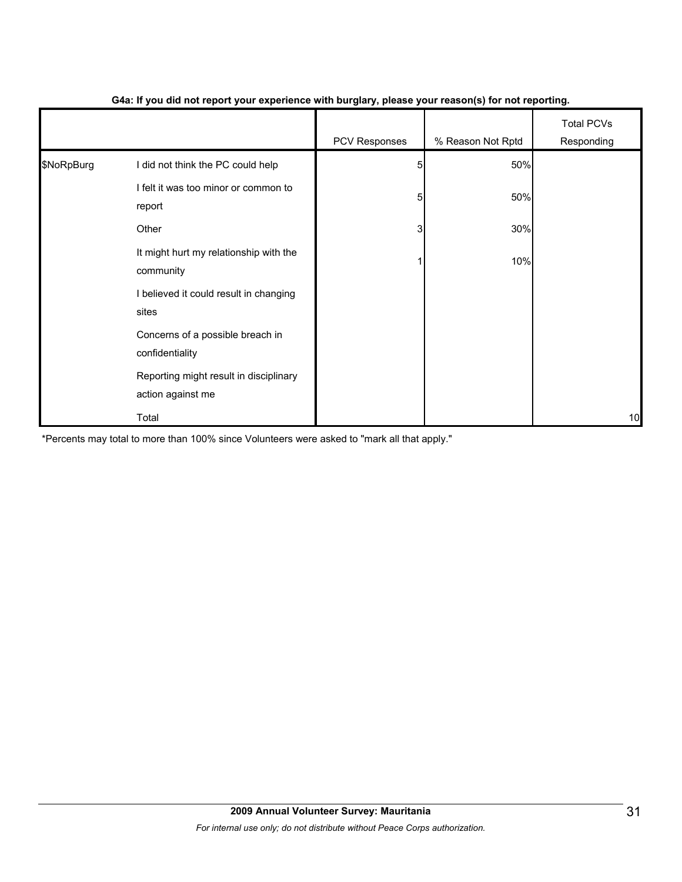**G4a: If you did not report your experience with burglary, please your reason(s) for not reporting.**

| | | PCV Responses | % Reason Not Rptd | Total PCVs Responding |
|---|---|---|---|---|
| $NoRpBurg | I did not think the PC could help | 5 | 50% | |
| | I felt it was too minor or common to report | 5 | 50% | |
| | Other | 3 | 30% | |
| | It might hurt my relationship with the community | 1 | 10% | |
| | I believed it could result in changing sites | | | |
| | Concerns of a possible breach in confidentiality | | | |
| | Reporting might result in disciplinary action against me | | | |
| | Total | | | 10 |

*Percents may total to more than 100% since Volunteers were asked to "mark all that apply."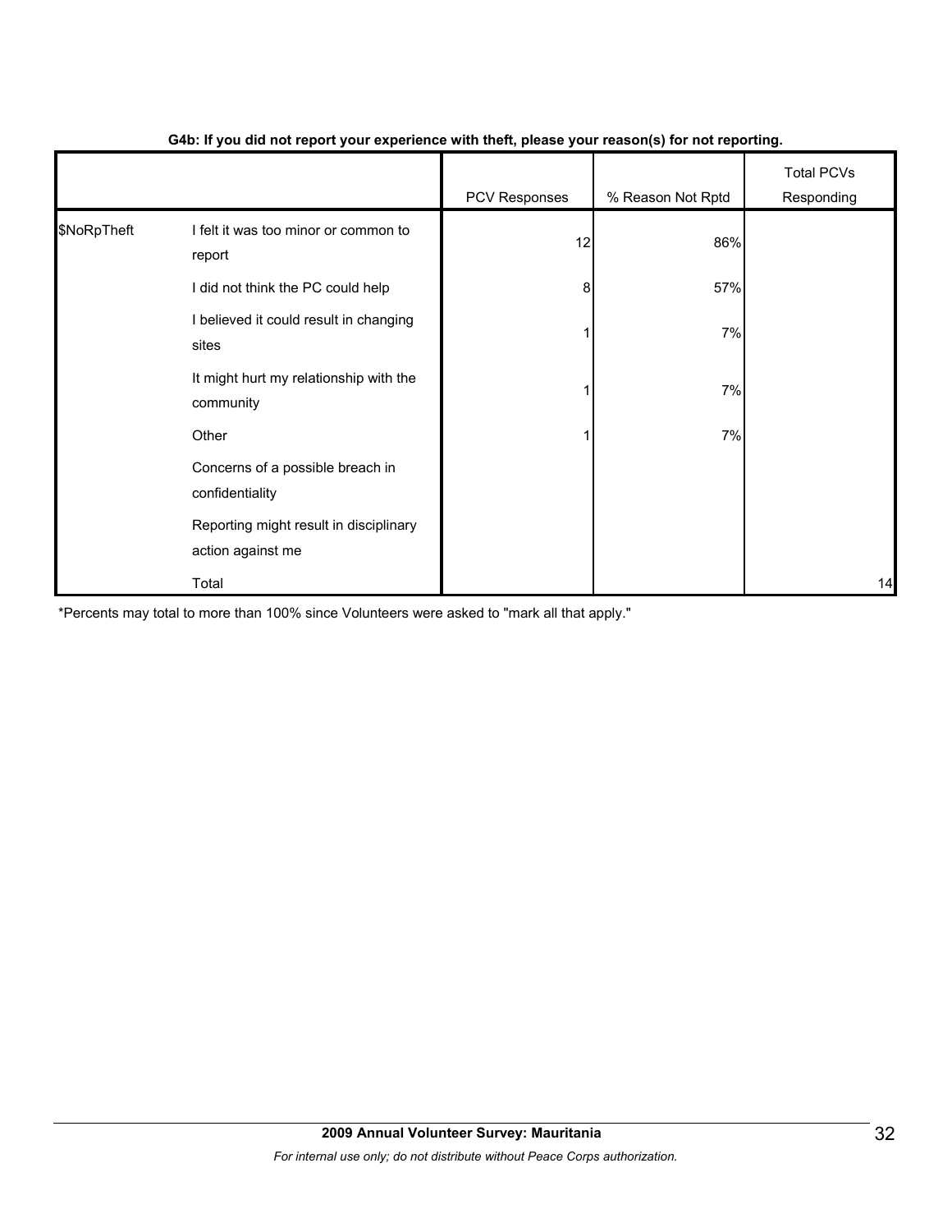**G4b: If you did not report your experience with theft, please your reason(s) for not reporting.**

| | | PCV Responses | % Reason Not Rptd | Total PCVs Responding |
|---|---|---|---|---|
| $NoRpTheft | I felt it was too minor or common to report | 12 | 86% | |
| | I did not think the PC could help | 8 | 57% | |
| | I believed it could result in changing sites | 1 | 7% | |
| | It might hurt my relationship with the community | 1 | 7% | |
| | Other | 1 | 7% | |
| | Concerns of a possible breach in confidentiality | | | |
| | Reporting might result in disciplinary action against me | | | |
| | Total | | | 14 |

*Percents may total to more than 100% since Volunteers were asked to "mark all that apply."

**2009 Annual Volunteer Survey: Mauritania**

*For internal use only; do not distribute without Peace Corps authorization.*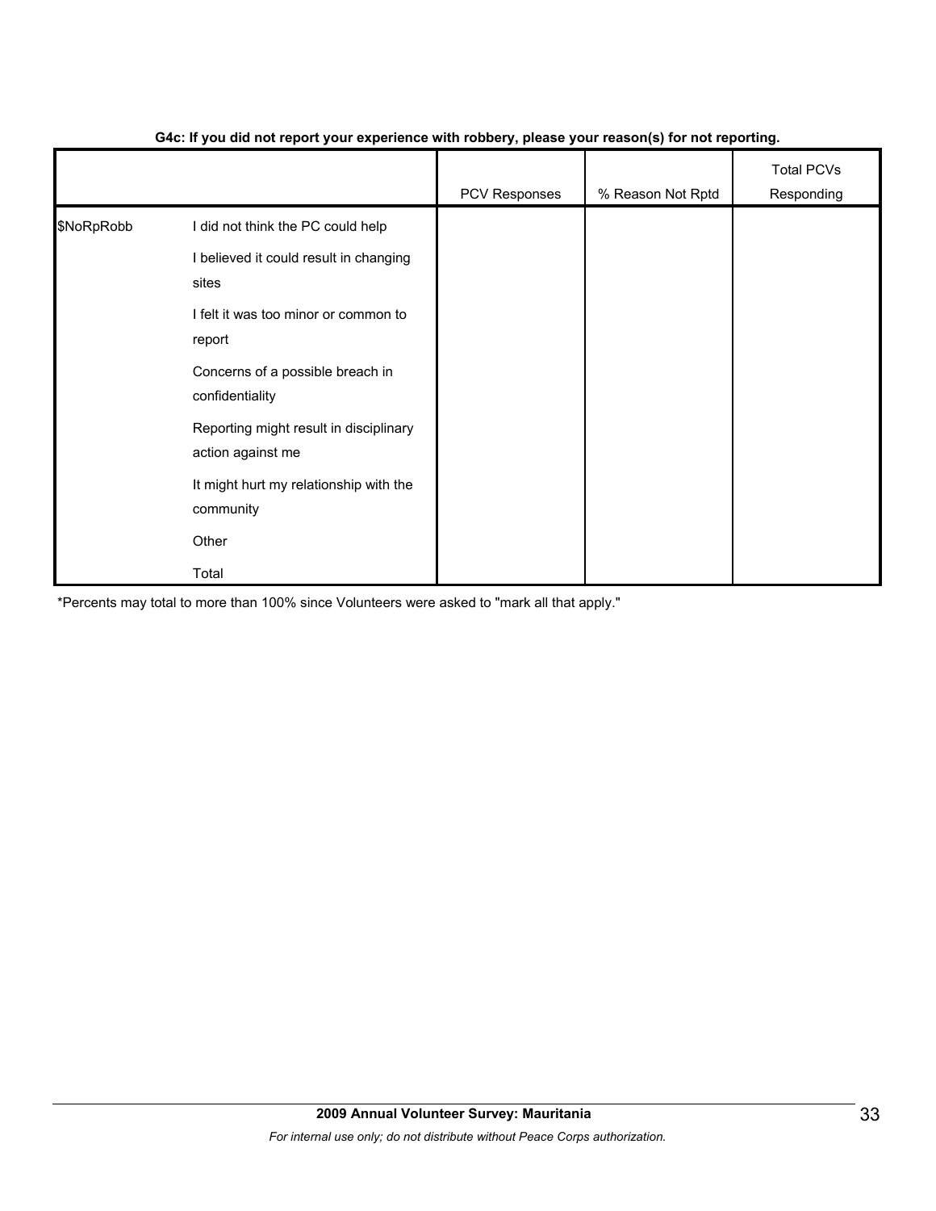**G4c: If you did not report your experience with robbery, please your reason(s) for not reporting.**

| | | PCV Responses | % Reason Not Rptd | Total PCVs Responding |
|---|---|---|---|---|
| $NoRpRobb | I did not think the PC could help | | | |
| | I believed it could result in changing sites | | | |
| | I felt it was too minor or common to report | | | |
| | Concerns of a possible breach in confidentiality | | | |
| | Reporting might result in disciplinary action against me | | | |
| | It might hurt my relationship with the community | | | |
| | Other | | | |
| | Total | | | |

*Percents may total to more than 100% since Volunteers were asked to "mark all that apply."

**2009 Annual Volunteer Survey: Mauritania**

*For internal use only; do not distribute without Peace Corps authorization.*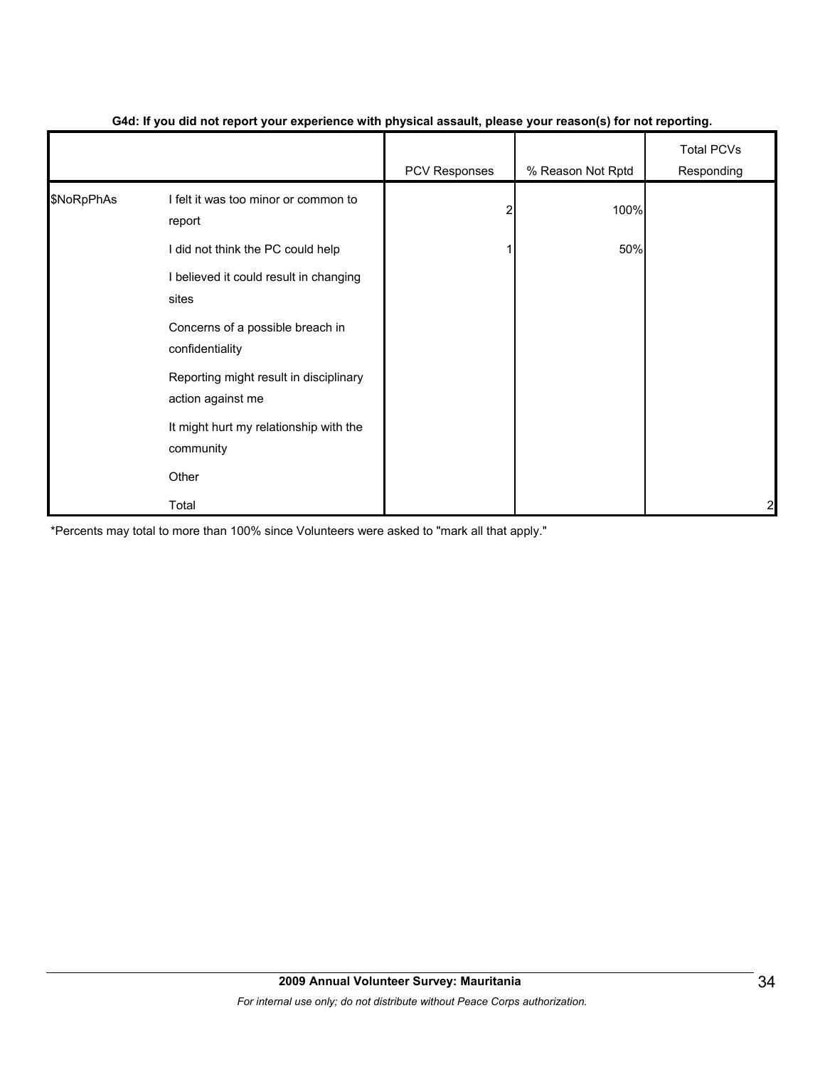**G4d: If you did not report your experience with physical assault, please your reason(s) for not reporting.**

| | | PCV Responses | % Reason Not Rptd | Total PCVs Responding |
|---|---|---|---|---|
| $NoRpPhAs | I felt it was too minor or common to report | 2 | 100% | |
| | I did not think the PC could help | 1 | 50% | |
| | I believed it could result in changing sites | | | |
| | Concerns of a possible breach in confidentiality | | | |
| | Reporting might result in disciplinary action against me | | | |
| | It might hurt my relationship with the community | | | |
| | Other | | | |
| | Total | | | 2 |

*Percents may total to more than 100% since Volunteers were asked to "mark all that apply."

**2009 Annual Volunteer Survey: Mauritania**

*For internal use only; do not distribute without Peace Corps authorization.*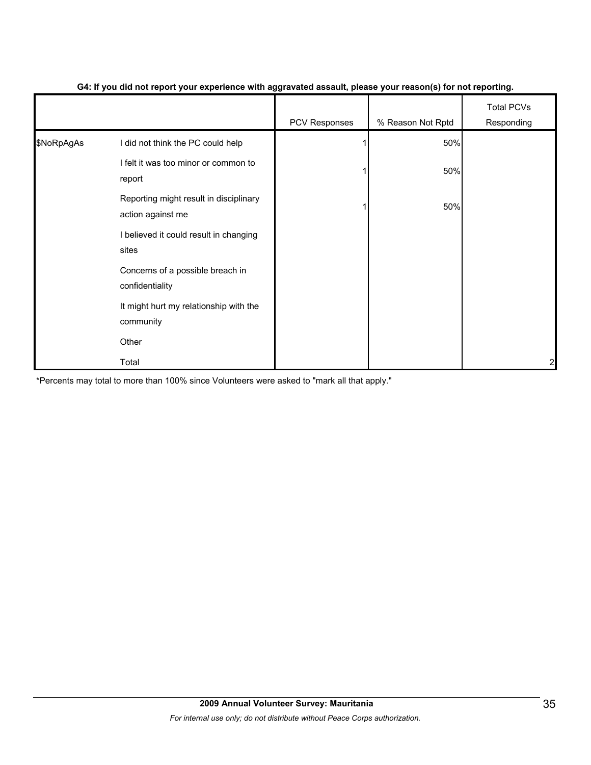**G4: If you did not report your experience with aggravated assault, please your reason(s) for not reporting.**

| | | PCV Responses | % Reason Not Rptd | Total PCVs Responding |
|---|---|---|---|---|
| $NoRpAgAs | I did not think the PC could help | 1 | 50% | |
| | I felt it was too minor or common to report | 1 | 50% | |
| | Reporting might result in disciplinary action against me | 1 | 50% | |
| | I believed it could result in changing sites | | | |
| | Concerns of a possible breach in confidentiality | | | |
| | It might hurt my relationship with the community | | | |
| | Other | | | |
| | Total | | | 2 |

*Percents may total to more than 100% since Volunteers were asked to "mark all that apply."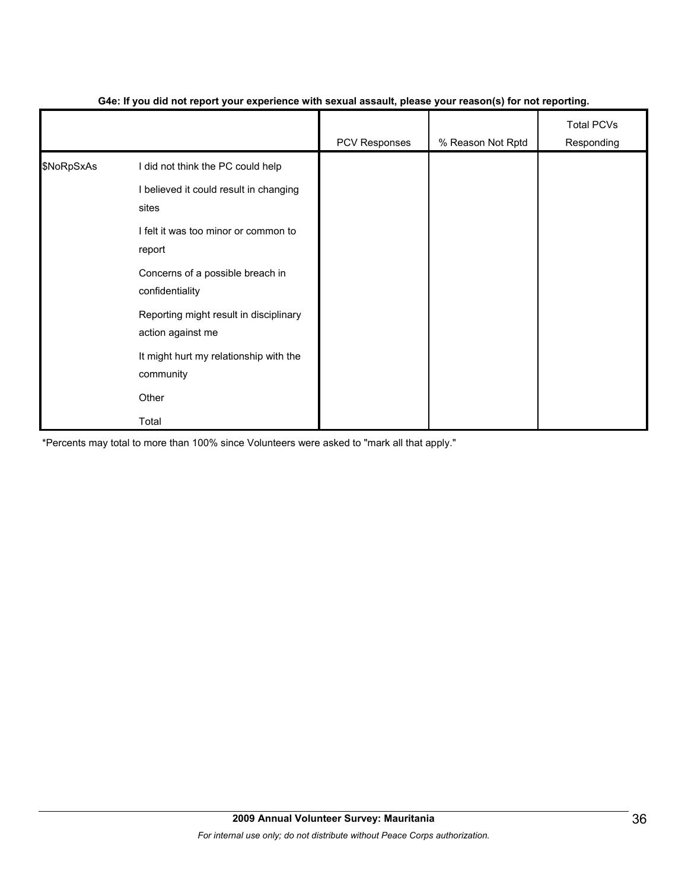**G4e: If you did not report your experience with sexual assault, please your reason(s) for not reporting.**

| | | PCV Responses | % Reason Not Rptd | Total PCVs Responding |
|---|---|---|---|---|
| $NoRpSxAs | I did not think the PC could help | | | |
| | I believed it could result in changing sites | | | |
| | I felt it was too minor or common to report | | | |
| | Concerns of a possible breach in confidentiality | | | |
| | Reporting might result in disciplinary action against me | | | |
| | It might hurt my relationship with the community | | | |
| | Other | | | |
| | Total | | | |

*Percents may total to more than 100% since Volunteers were asked to "mark all that apply."

**2009 Annual Volunteer Survey: Mauritania**

*For internal use only; do not distribute without Peace Corps authorization.*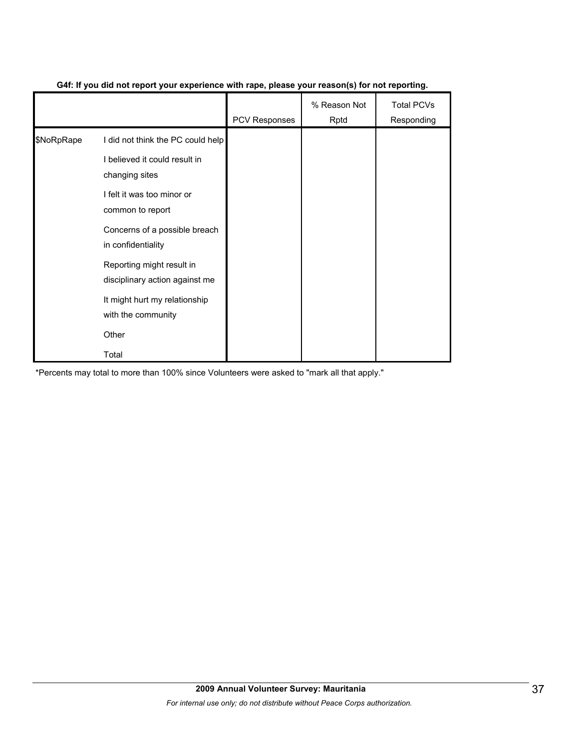**G4f: If you did not report your experience with rape, please your reason(s) for not reporting.**

| | | PCV Responses | % Reason Not Rptd | Total PCVs Responding |
|---|---|---|---|---|
| $NoRpRape | I did not think the PC could help | | | |
| | I believed it could result in changing sites | | | |
| | I felt it was too minor or common to report | | | |
| | Concerns of a possible breach in confidentiality | | | |
| | Reporting might result in disciplinary action against me | | | |
| | It might hurt my relationship with the community | | | |
| | Other | | | |
| | Total | | | |

*Percents may total to more than 100% since Volunteers were asked to "mark all that apply."

**2009 Annual Volunteer Survey: Mauritania**

*For internal use only; do not distribute without Peace Corps authorization.*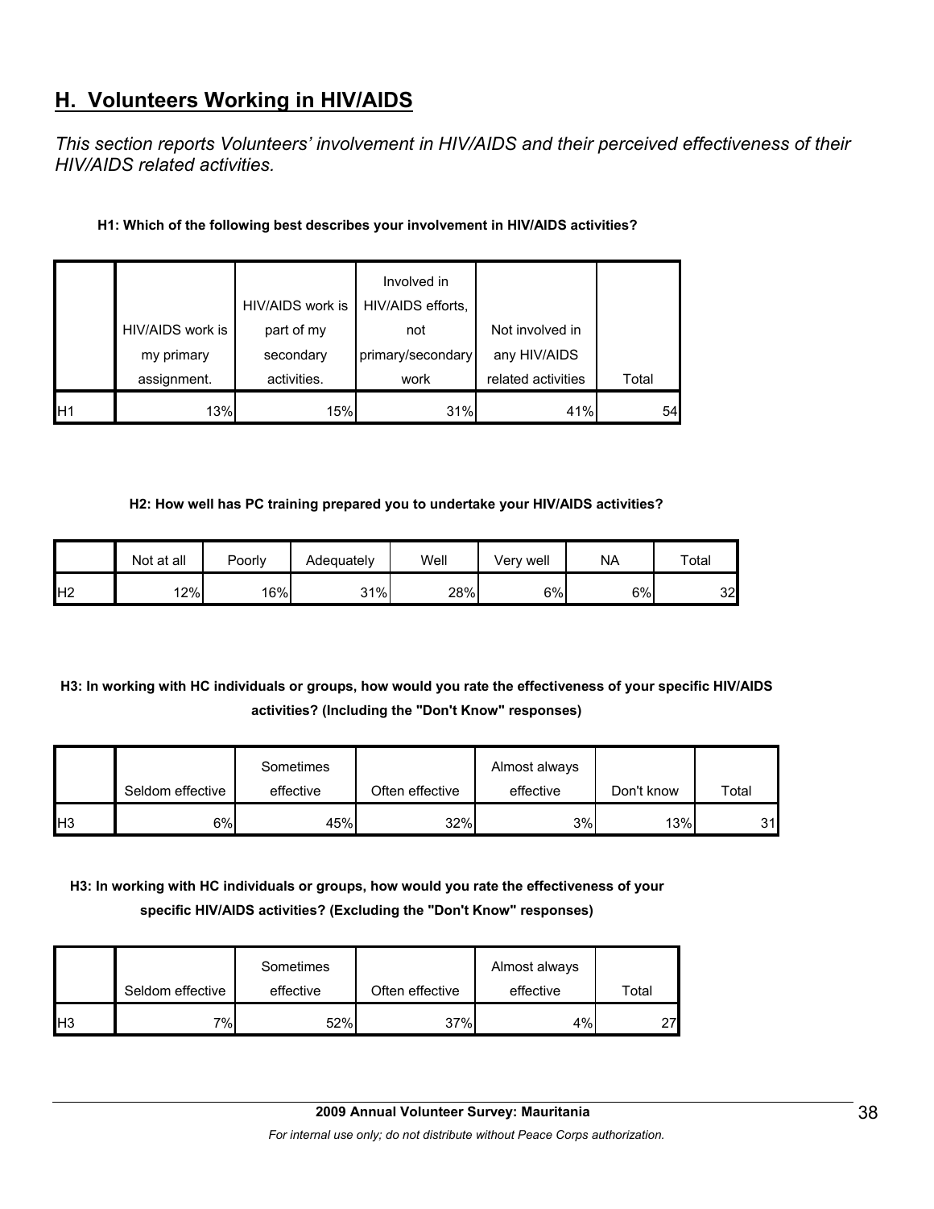## H. Volunteers Working in HIV/AIDS

*This section reports Volunteers' involvement in HIV/AIDS and their perceived effectiveness of their HIV/AIDS related activities.*

**H1: Which of the following best describes your involvement in HIV/AIDS activities?**

| | HIV/AIDS work is my primary assignment. | HIV/AIDS work is part of my secondary activities. | Involved in HIV/AIDS efforts, not primary/secondary work | Not involved in any HIV/AIDS related activities | Total |
|---|---|---|---|---|---|
| H1 | 13% | 15% | 31% | 41% | 54 |

**H2: How well has PC training prepared you to undertake your HIV/AIDS activities?**

| | Not at all | Poorly | Adequately | Well | Very well | NA | Total |
|---|---|---|---|---|---|---|---|
| H2 | 12% | 16% | 31% | 28% | 6% | 6% | 32 |

**H3: In working with HC individuals or groups, how would you rate the effectiveness of your specific HIV/AIDS activities? (Including the "Don't Know" responses)**

| | Seldom effective | Sometimes effective | Often effective | Almost always effective | Don't know | Total |
|---|---|---|---|---|---|---|
| H3 | 6% | 45% | 32% | 3% | 13% | 31 |

**H3: In working with HC individuals or groups, how would you rate the effectiveness of your specific HIV/AIDS activities? (Excluding the "Don't Know" responses)**

| | Seldom effective | Sometimes effective | Often effective | Almost always effective | Total |
|---|---|---|---|---|---|
| H3 | 7% | 52% | 37% | 4% | 27 |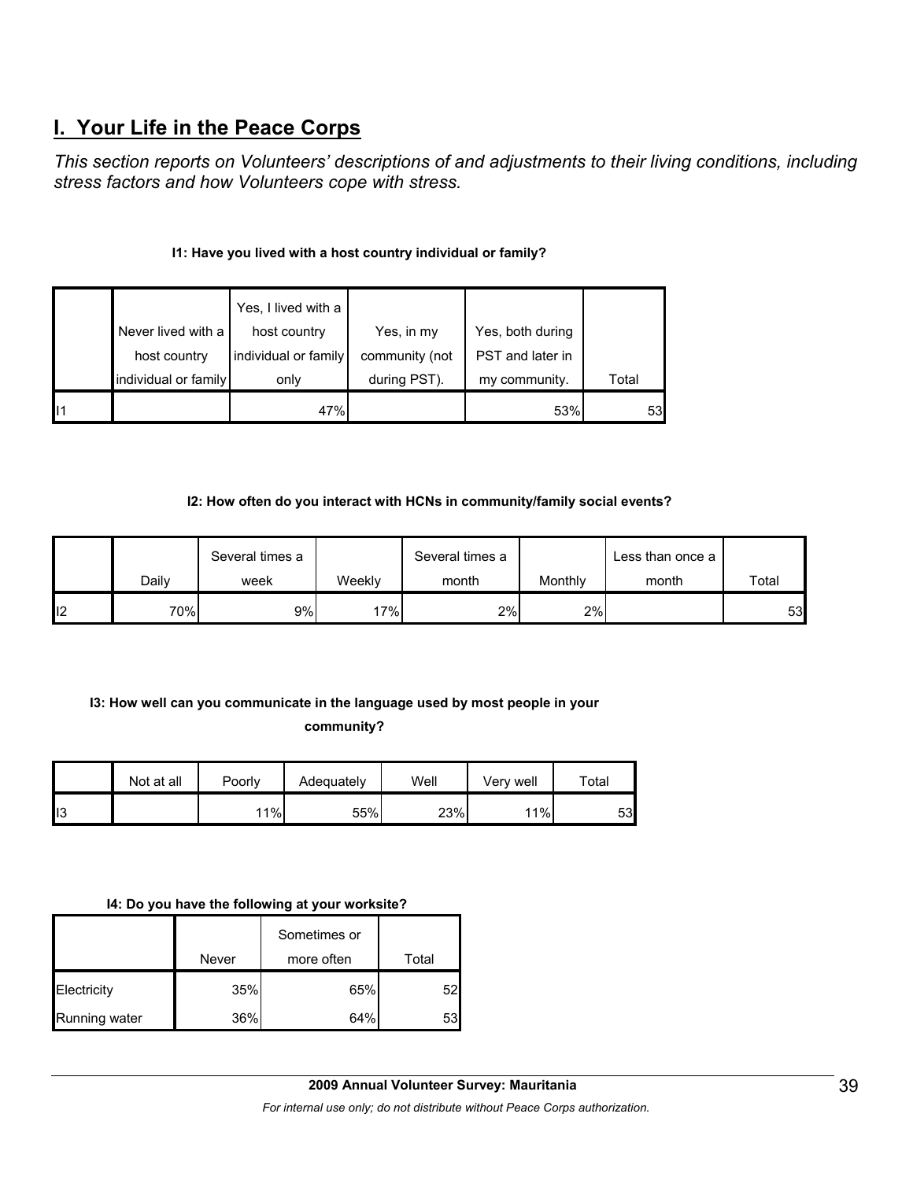## I. Your Life in the Peace Corps

*This section reports on Volunteers' descriptions of and adjustments to their living conditions, including stress factors and how Volunteers cope with stress.*

**I1: Have you lived with a host country individual or family?**

| | Never lived with a host country individual or family | Yes, I lived with a host country individual or family only | Yes, in my community (not during PST). | Yes, both during PST and later in my community. | Total |
|---|---|---|---|---|---|
| I1 | | 47% | | 53% | 53 |

**I2: How often do you interact with HCNs in community/family social events?**

| | Daily | Several times a week | Weekly | Several times a month | Monthly | Less than once a month | Total |
|---|---|---|---|---|---|---|---|
| I2 | 70% | 9% | 17% | 2% | 2% | | 53 |

**I3: How well can you communicate in the language used by most people in your community?**

| | Not at all | Poorly | Adequately | Well | Very well | Total |
|---|---|---|---|---|---|---|
| I3 | | 11% | 55% | 23% | 11% | 53 |

**I4: Do you have the following at your worksite?**

| | Never | Sometimes or more often | Total |
|---|---|---|---|
| Electricity | 35% | 65% | 52 |
| Running water | 36% | 64% | 53 |

**2009 Annual Volunteer Survey: Mauritania**

*For internal use only; do not distribute without Peace Corps authorization.*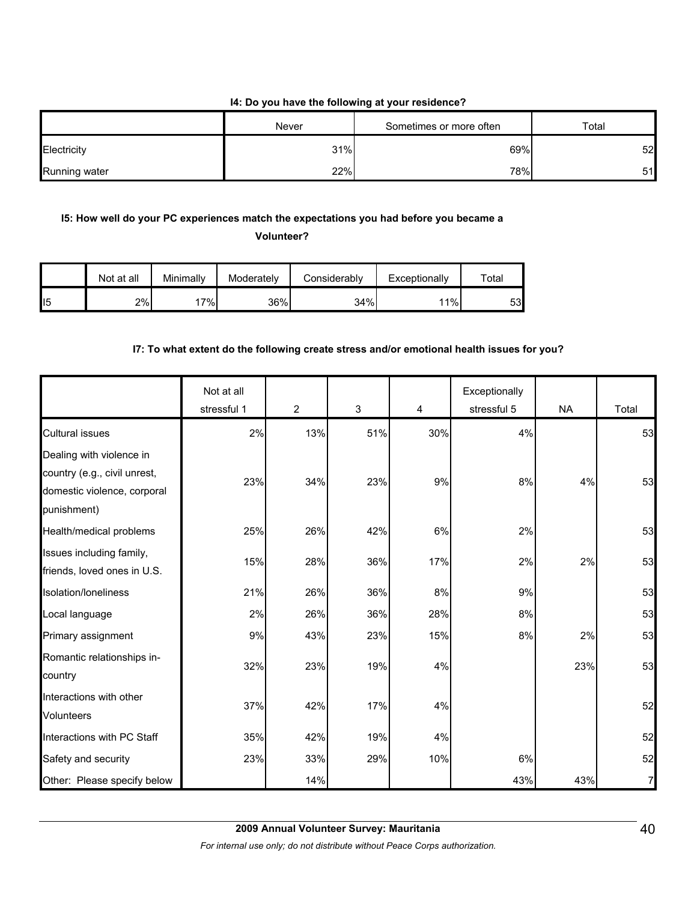**I4: Do you have the following at your residence?**

| | Never | Sometimes or more often | Total |
|---|---|---|---|
| Electricity | 31% | 69% | 52 |
| Running water | 22% | 78% | 51 |

**I5: How well do your PC experiences match the expectations you had before you became a Volunteer?**

| | Not at all | Minimally | Moderately | Considerably | Exceptionally | Total |
|---|---|---|---|---|---|---|
| I5 | 2% | 17% | 36% | 34% | 11% | 53 |

**I7: To what extent do the following create stress and/or emotional health issues for you?**

| | Not at all stressful 1 | 2 | 3 | 4 | Exceptionally stressful 5 | NA | Total |
|---|---|---|---|---|---|---|---|
| Cultural issues | 2% | 13% | 51% | 30% | 4% | | 53 |
| Dealing with violence in country (e.g., civil unrest, domestic violence, corporal punishment) | 23% | 34% | 23% | 9% | 8% | 4% | 53 |
| Health/medical problems | 25% | 26% | 42% | 6% | 2% | | 53 |
| Issues including family, friends, loved ones in U.S. | 15% | 28% | 36% | 17% | 2% | 2% | 53 |
| Isolation/loneliness | 21% | 26% | 36% | 8% | 9% | | 53 |
| Local language | 2% | 26% | 36% | 28% | 8% | | 53 |
| Primary assignment | 9% | 43% | 23% | 15% | 8% | 2% | 53 |
| Romantic relationships in-country | 32% | 23% | 19% | 4% | | 23% | 53 |
| Interactions with other Volunteers | 37% | 42% | 17% | 4% | | | 52 |
| Interactions with PC Staff | 35% | 42% | 19% | 4% | | | 52 |
| Safety and security | 23% | 33% | 29% | 10% | 6% | | 52 |
| Other: Please specify below | | 14% | | | 43% | 43% | 7 |

**2009 Annual Volunteer Survey: Mauritania**

*For internal use only; do not distribute without Peace Corps authorization.*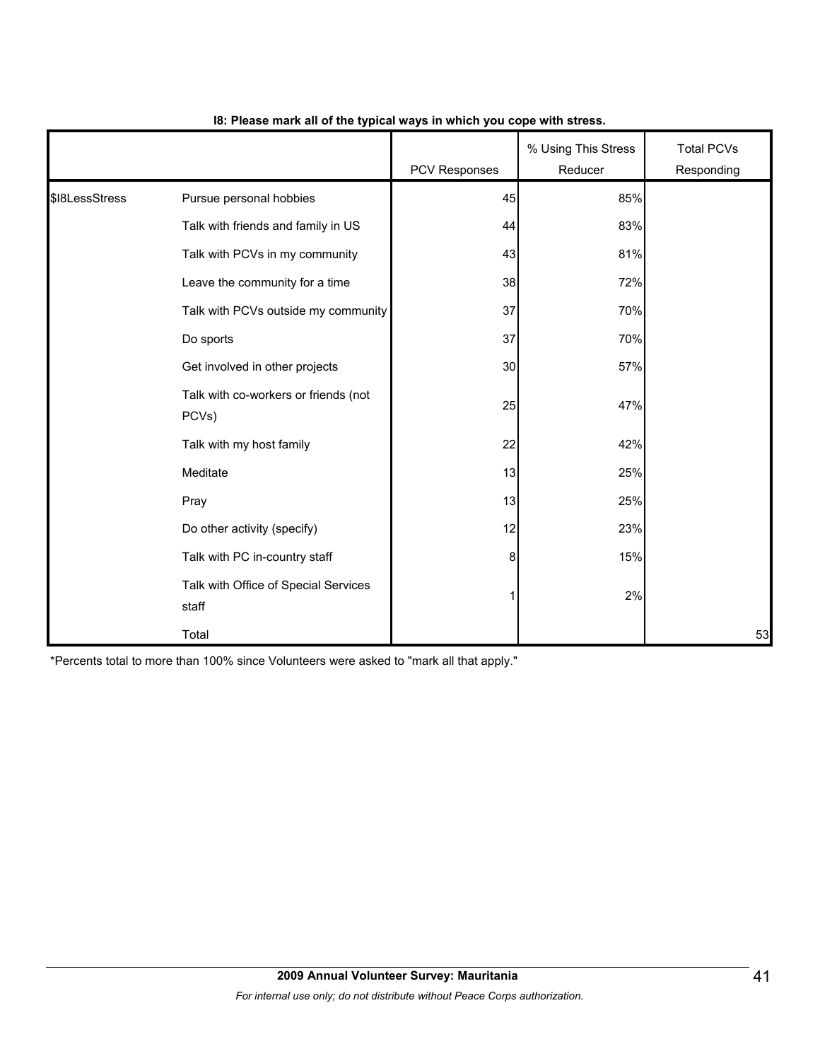**I8: Please mark all of the typical ways in which you cope with stress.**

| | | PCV Responses | % Using This Stress Reducer | Total PCVs Responding |
|---|---|---|---|---|
| $I8LessStress | Pursue personal hobbies | 45 | 85% | |
| | Talk with friends and family in US | 44 | 83% | |
| | Talk with PCVs in my community | 43 | 81% | |
| | Leave the community for a time | 38 | 72% | |
| | Talk with PCVs outside my community | 37 | 70% | |
| | Do sports | 37 | 70% | |
| | Get involved in other projects | 30 | 57% | |
| | Talk with co-workers or friends (not PCVs) | 25 | 47% | |
| | Talk with my host family | 22 | 42% | |
| | Meditate | 13 | 25% | |
| | Pray | 13 | 25% | |
| | Do other activity (specify) | 12 | 23% | |
| | Talk with PC in-country staff | 8 | 15% | |
| | Talk with Office of Special Services staff | 1 | 2% | |
| | Total | | | 53 |

*Percents total to more than 100% since Volunteers were asked to "mark all that apply."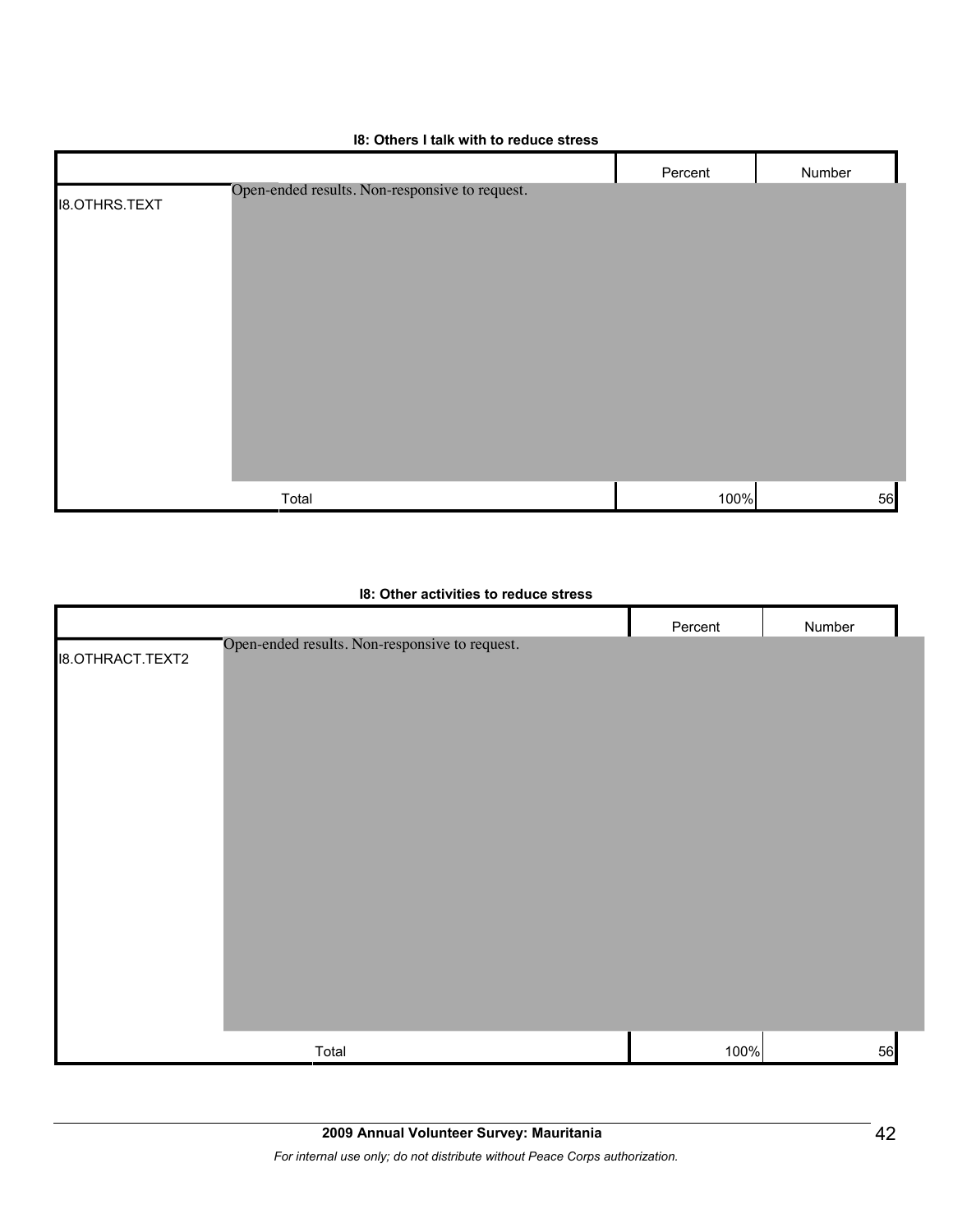**I8: Others I talk with to reduce stress**

| | | Percent | Number |
|---|---|---|---|
| I8.OTHRS.TEXT | Open-ended results. Non-responsive to request. | | |
| | Total | 100% | 56 |

**I8: Other activities to reduce stress**

| | | Percent | Number |
|---|---|---|---|
| I8.OTHRACT.TEXT2 | Open-ended results. Non-responsive to request. | | |
| | Total | 100% | 56 |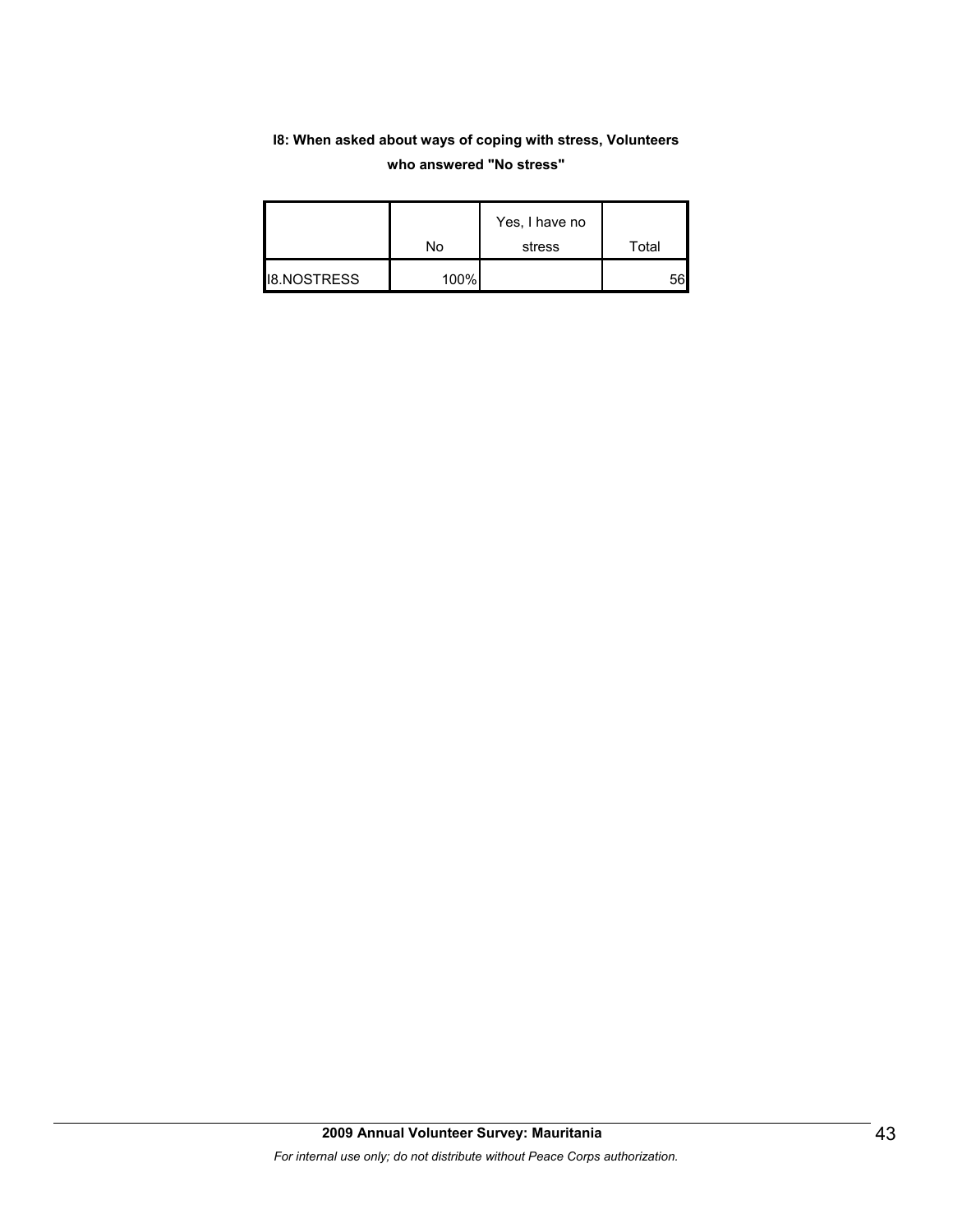**I8: When asked about ways of coping with stress, Volunteers who answered "No stress"**

| | No | Yes, I have no stress | Total |
|---|---|---|---|
| I8.NOSTRESS | 100% | | 56 |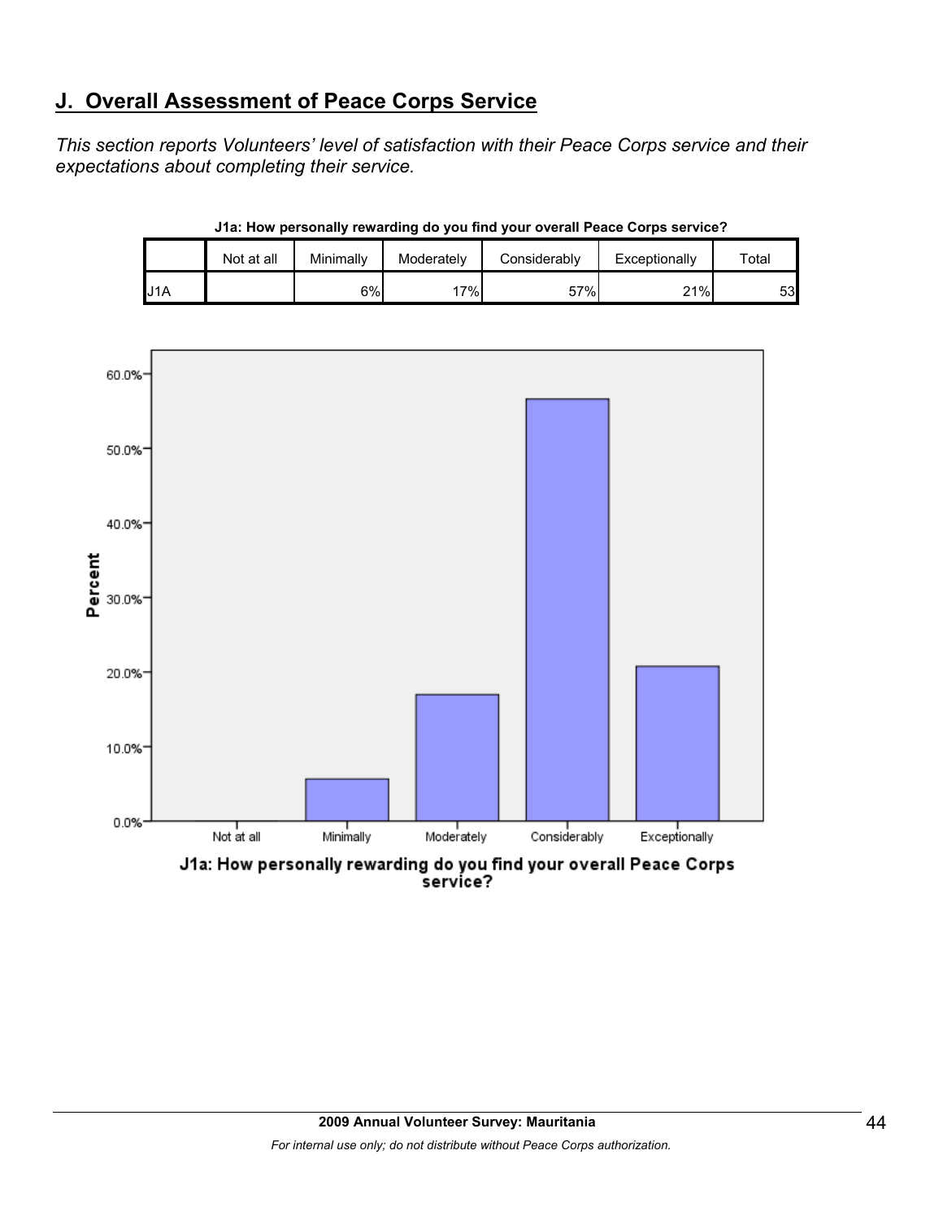## J. Overall Assessment of Peace Corps Service

*This section reports Volunteers' level of satisfaction with their Peace Corps service and their expectations about completing their service.*

**J1a: How personally rewarding do you find your overall Peace Corps service?**

| | Not at all | Minimally | Moderately | Considerably | Exceptionally | Total |
|---|---|---|---|---|---|---|
| J1A | | 6% | 17% | 57% | 21% | 53 |

J1a: How personally rewarding do you find your overall Peace Corps service?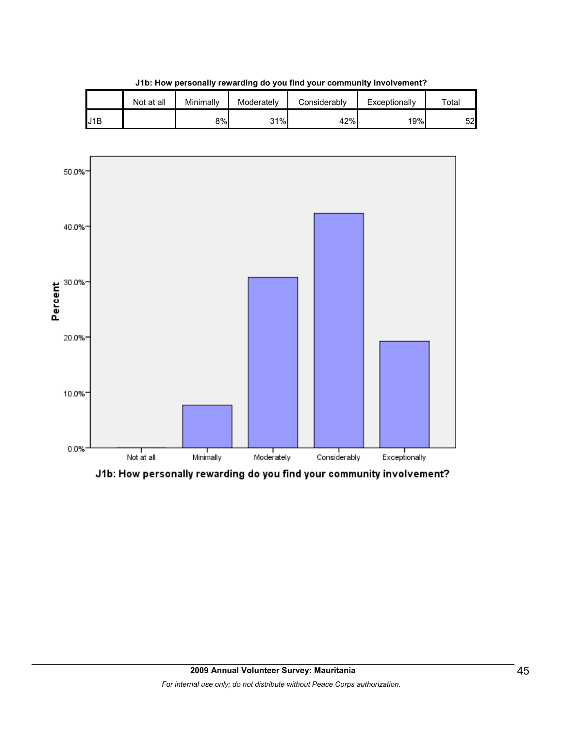**J1b: How personally rewarding do you find your community involvement?**

| | Not at all | Minimally | Moderately | Considerably | Exceptionally | Total |
|---|---|---|---|---|---|---|
| J1B | | 8% | 31% | 42% | 19% | 52 |

J1b: How personally rewarding do you find your community involvement?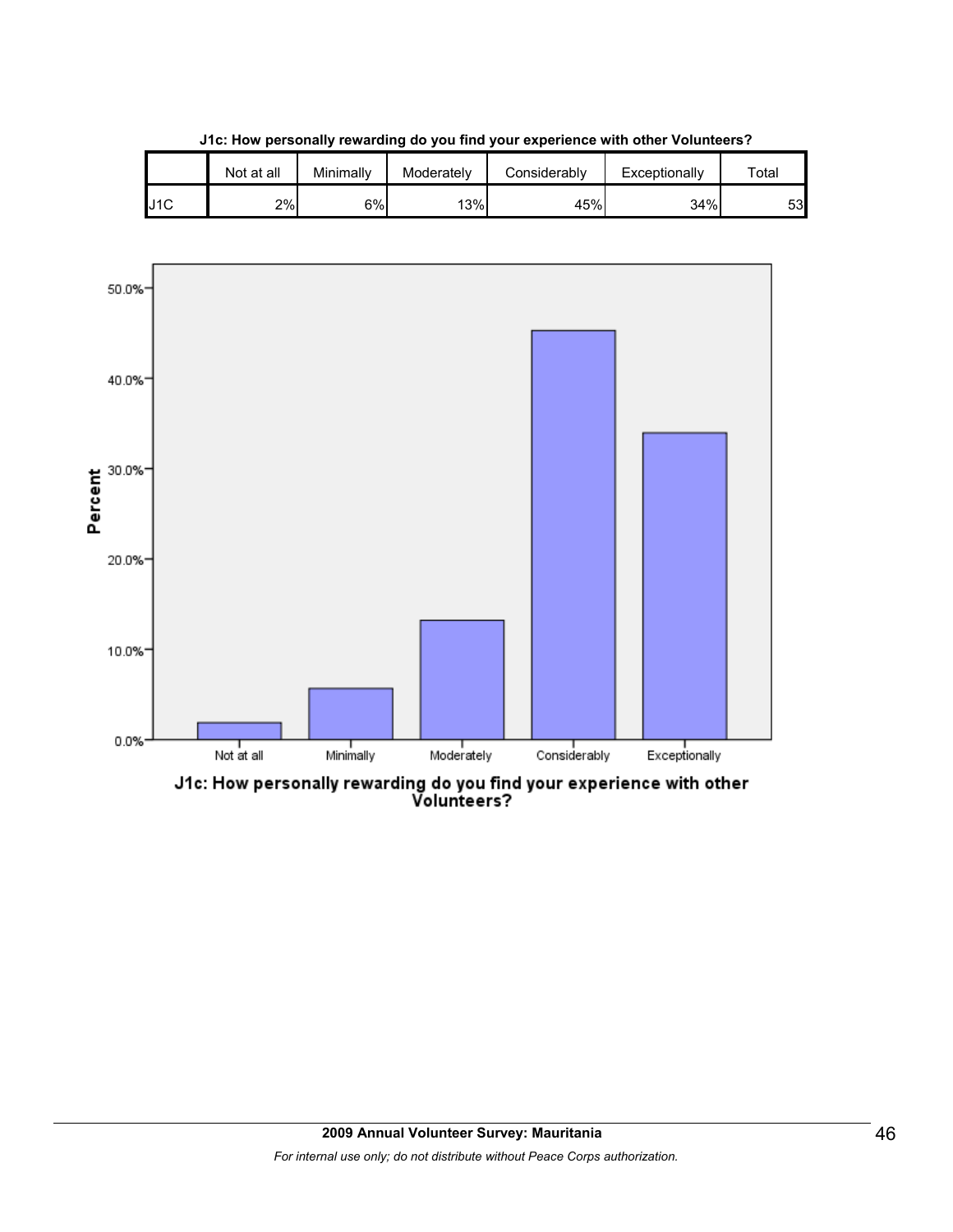**J1c: How personally rewarding do you find your experience with other Volunteers?**

| | Not at all | Minimally | Moderately | Considerably | Exceptionally | Total |
|---|---|---|---|---|---|---|
| J1C | 2% | 6% | 13% | 45% | 34% | 53 |

J1c: How personally rewarding do you find your experience with other Volunteers?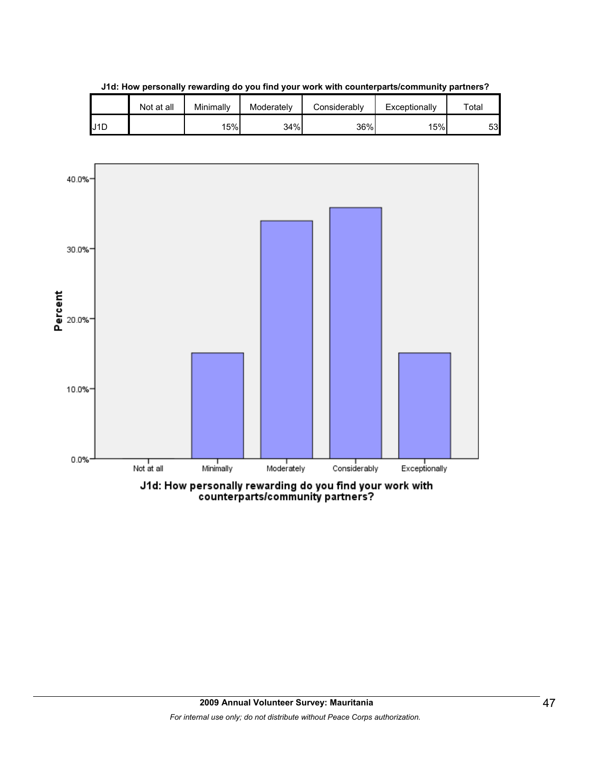**J1d: How personally rewarding do you find your work with counterparts/community partners?**

| | Not at all | Minimally | Moderately | Considerably | Exceptionally | Total |
|---|---|---|---|---|---|---|
| J1D | | 15% | 34% | 36% | 15% | 53 |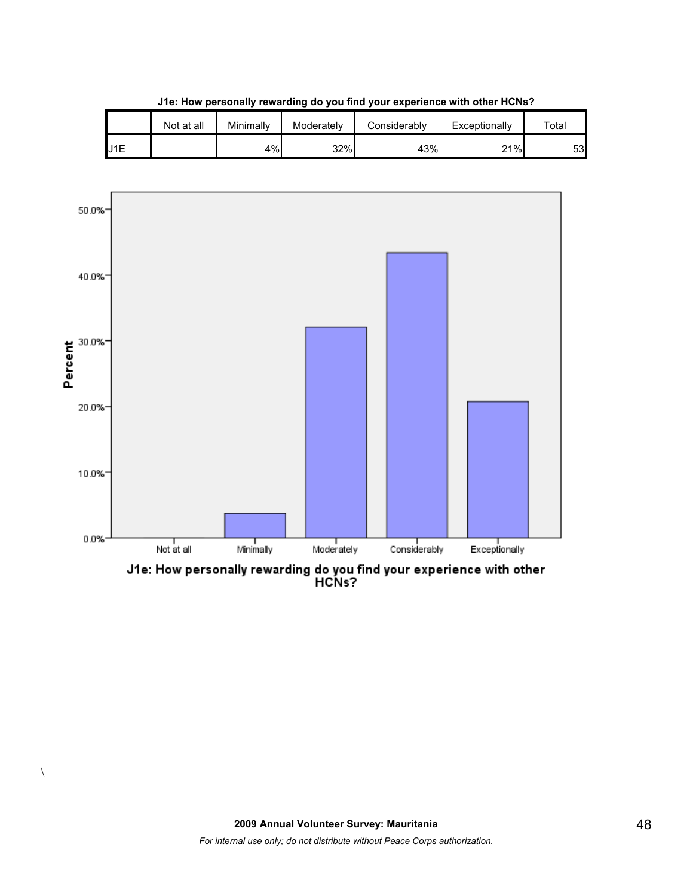**J1e: How personally rewarding do you find your experience with other HCNs?**

| | Not at all | Minimally | Moderately | Considerably | Exceptionally | Total |
|---|---|---|---|---|---|---|
| J1E | | 4% | 32% | 43% | 21% | 53 |

\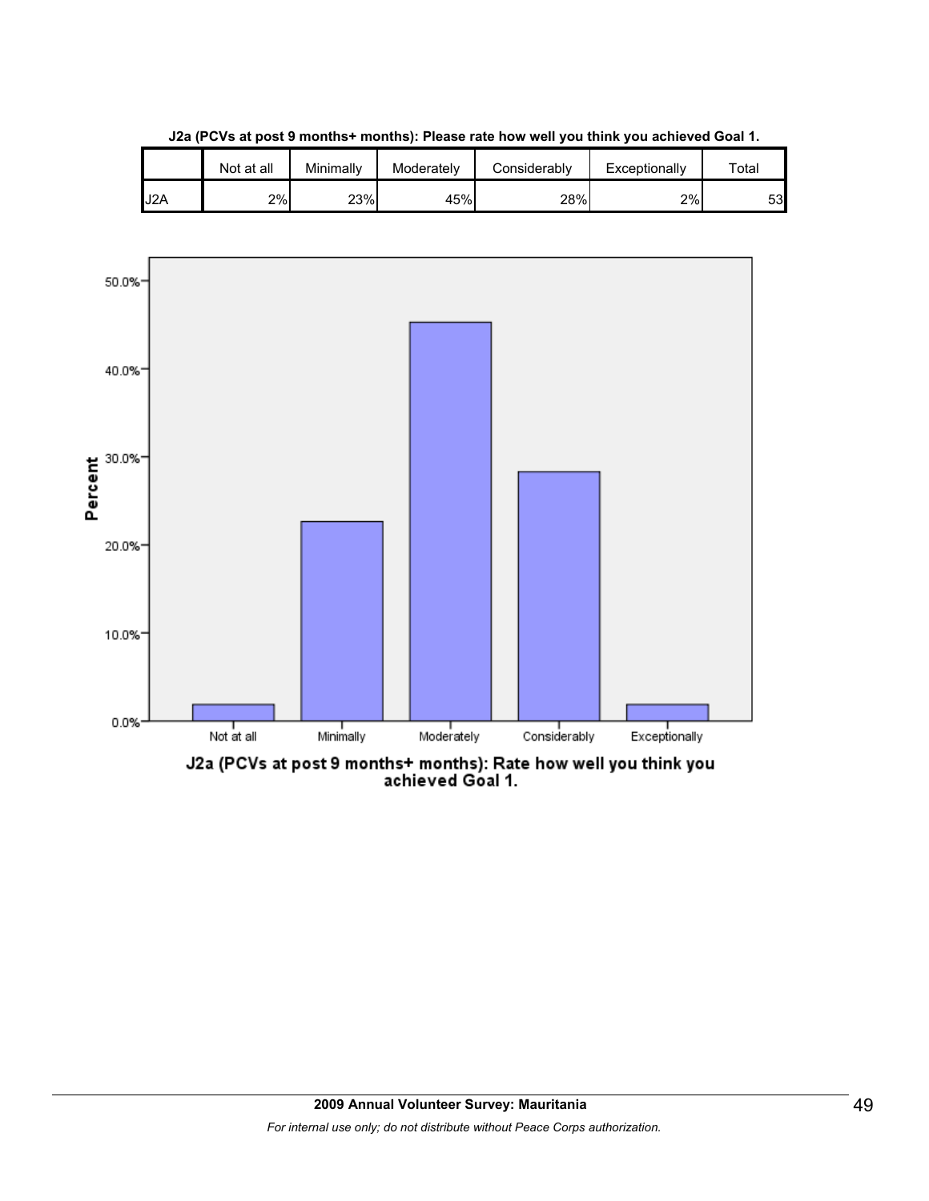**J2a (PCVs at post 9 months+ months): Please rate how well you think you achieved Goal 1.**

| | Not at all | Minimally | Moderately | Considerably | Exceptionally | Total |
|---|---|---|---|---|---|---|
| J2A | 2% | 23% | 45% | 28% | 2% | 53 |

Percent

50.0%
40.0%
30.0%
20.0%
10.0%
0.0%

Not at all | Minimally | Moderately | Considerably | Exceptionally

J2a (PCVs at post 9 months+ months): Rate how well you think you achieved Goal 1.

**2009 Annual Volunteer Survey: Mauritania**

*For internal use only; do not distribute without Peace Corps authorization.*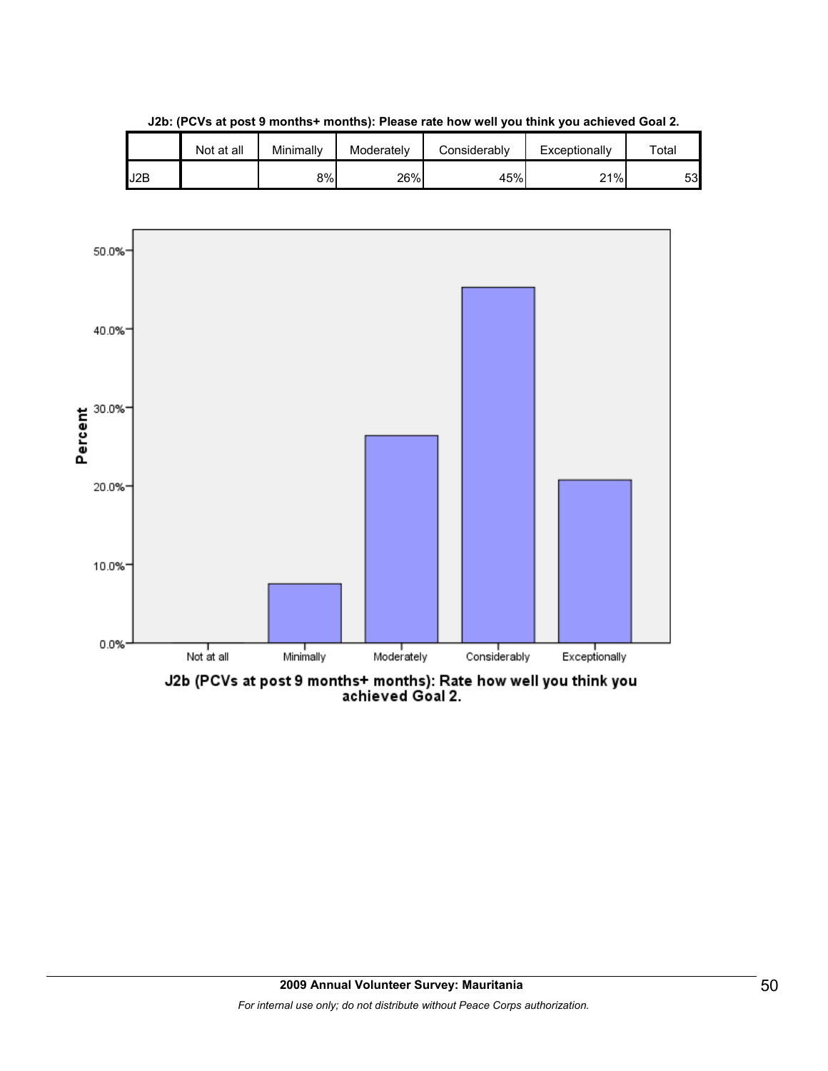**J2b: (PCVs at post 9 months+ months): Please rate how well you think you achieved Goal 2.**

| | Not at all | Minimally | Moderately | Considerably | Exceptionally | Total |
|---|---|---|---|---|---|---|
| J2B | | 8% | 26% | 45% | 21% | 53 |

**J2b (PCVs at post 9 months+ months): Rate how well you think you achieved Goal 2.**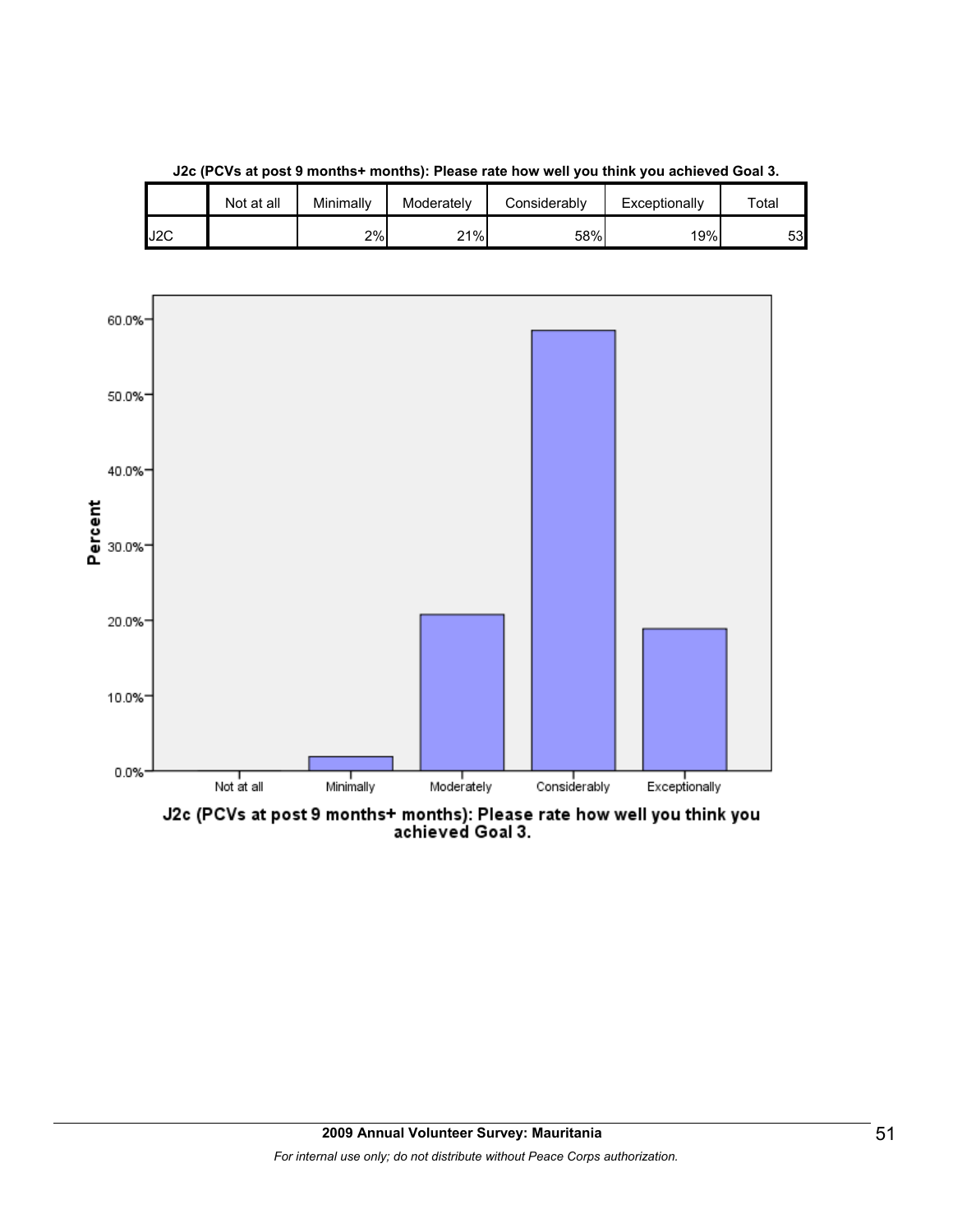**J2c (PCVs at post 9 months+ months): Please rate how well you think you achieved Goal 3.**

| | Not at all | Minimally | Moderately | Considerably | Exceptionally | Total |
|---|---|---|---|---|---|---|
| J2C | | 2% | 21% | 58% | 19% | 53 |

J2c (PCVs at post 9 months+ months): Please rate how well you think you achieved Goal 3.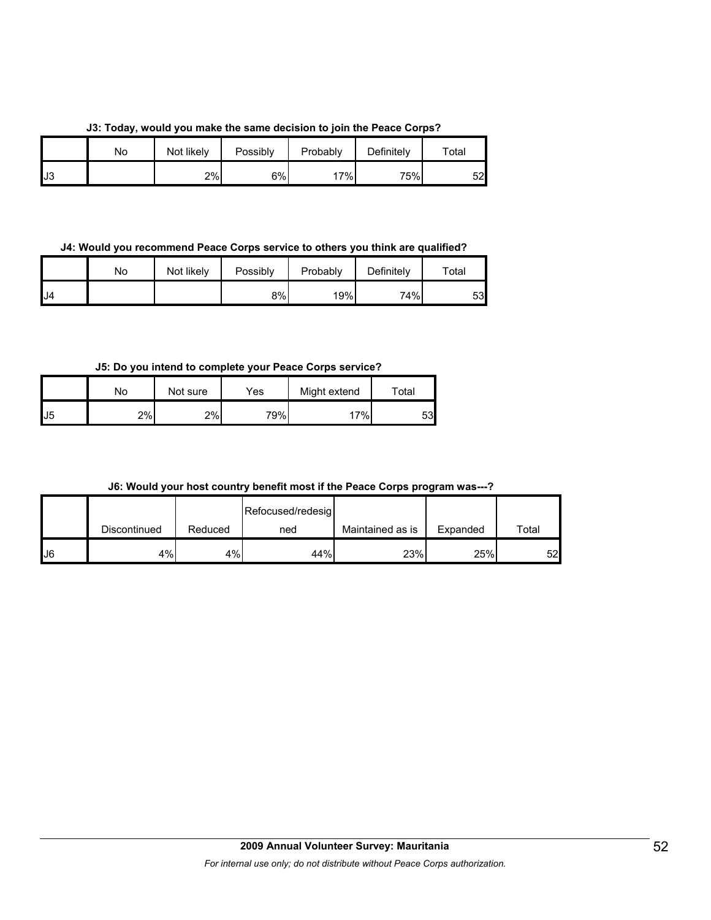**J3: Today, would you make the same decision to join the Peace Corps?**

| | No | Not likely | Possibly | Probably | Definitely | Total |
|---|---|---|---|---|---|---|
| J3 | | 2% | 6% | 17% | 75% | 52 |

**J4: Would you recommend Peace Corps service to others you think are qualified?**

| | No | Not likely | Possibly | Probably | Definitely | Total |
|---|---|---|---|---|---|---|
| J4 | | | 8% | 19% | 74% | 53 |

**J5: Do you intend to complete your Peace Corps service?**

| | No | Not sure | Yes | Might extend | Total |
|---|---|---|---|---|---|
| J5 | 2% | 2% | 79% | 17% | 53 |

**J6: Would your host country benefit most if the Peace Corps program was---?**

| | Discontinued | Reduced | Refocused/redesigned | Maintained as is | Expanded | Total |
|---|---|---|---|---|---|---|
| J6 | 4% | 4% | 44% | 23% | 25% | 52 |

**2009 Annual Volunteer Survey: Mauritania**

*For internal use only; do not distribute without Peace Corps authorization.*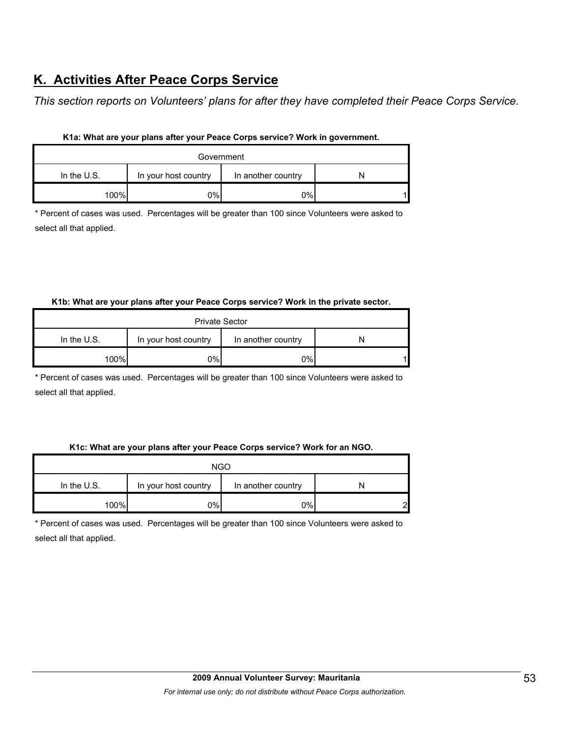## K. Activities After Peace Corps Service

*This section reports on Volunteers' plans for after they have completed their Peace Corps Service.*

**K1a: What are your plans after your Peace Corps service? Work in government.**

| Government | | | |
|---|---|---|---|
| In the U.S. | In your host country | In another country | N |
| 100% | 0% | 0% | 1 |

* Percent of cases was used. Percentages will be greater than 100 since Volunteers were asked to select all that applied.

**K1b: What are your plans after your Peace Corps service? Work in the private sector.**

| Private Sector | | | |
|---|---|---|---|
| In the U.S. | In your host country | In another country | N |
| 100% | 0% | 0% | 1 |

* Percent of cases was used. Percentages will be greater than 100 since Volunteers were asked to select all that applied.

**K1c: What are your plans after your Peace Corps service? Work for an NGO.**

| NGO | | | |
|---|---|---|---|
| In the U.S. | In your host country | In another country | N |
| 100% | 0% | 0% | 2 |

* Percent of cases was used. Percentages will be greater than 100 since Volunteers were asked to select all that applied.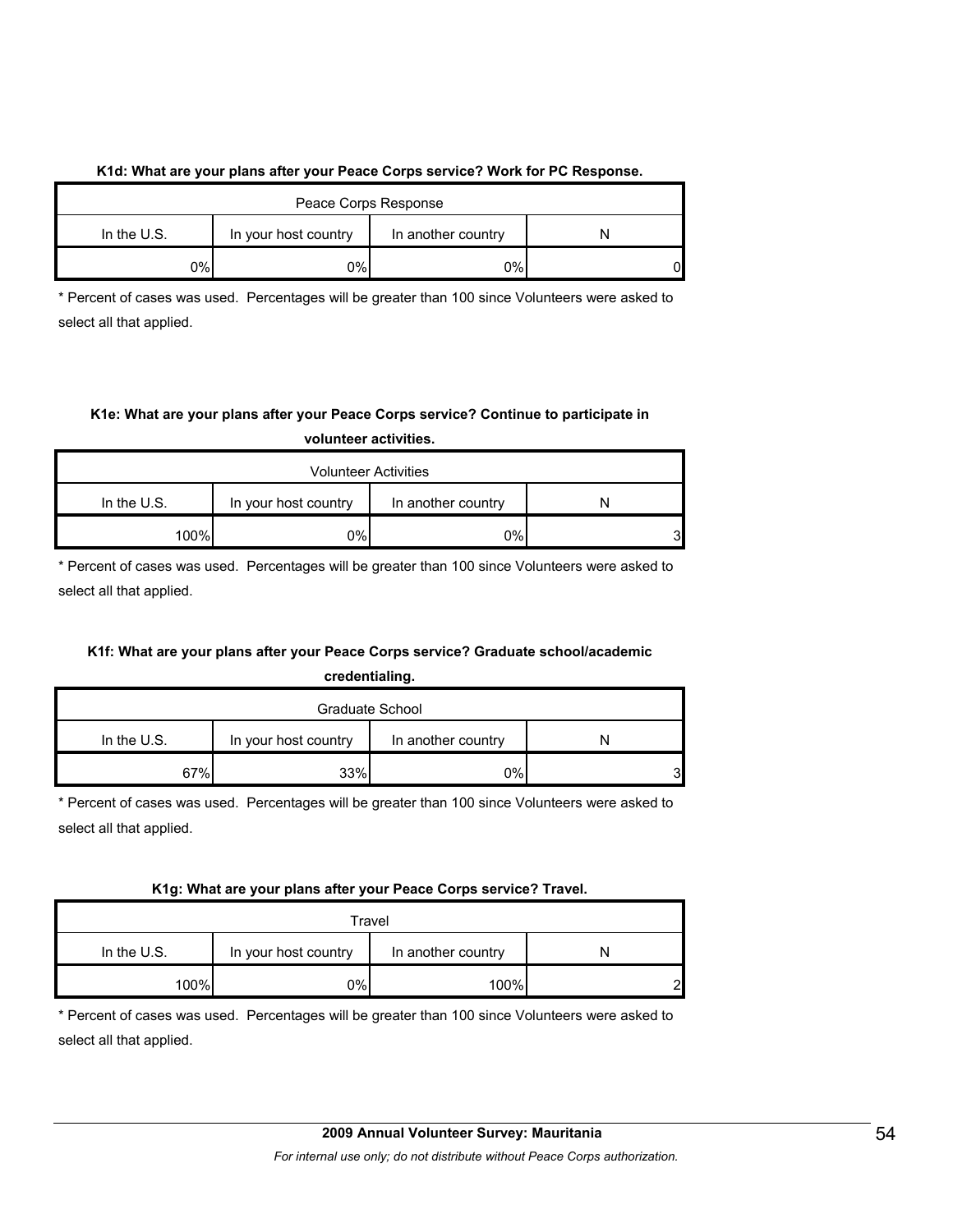**K1d: What are your plans after your Peace Corps service? Work for PC Response.**

| Peace Corps Response | | | |
|---|---|---|---|
| In the U.S. | In your host country | In another country | N |
| 0% | 0% | 0% | 0 |

* Percent of cases was used. Percentages will be greater than 100 since Volunteers were asked to select all that applied.

**K1e: What are your plans after your Peace Corps service? Continue to participate in volunteer activities.**

| Volunteer Activities | | | |
|---|---|---|---|
| In the U.S. | In your host country | In another country | N |
| 100% | 0% | 0% | 3 |

* Percent of cases was used. Percentages will be greater than 100 since Volunteers were asked to select all that applied.

**K1f: What are your plans after your Peace Corps service? Graduate school/academic credentialing.**

| Graduate School | | | |
|---|---|---|---|
| In the U.S. | In your host country | In another country | N |
| 67% | 33% | 0% | 3 |

* Percent of cases was used. Percentages will be greater than 100 since Volunteers were asked to select all that applied.

**K1g: What are your plans after your Peace Corps service? Travel.**

| Travel | | | |
|---|---|---|---|
| In the U.S. | In your host country | In another country | N |
| 100% | 0% | 100% | 2 |

* Percent of cases was used. Percentages will be greater than 100 since Volunteers were asked to select all that applied.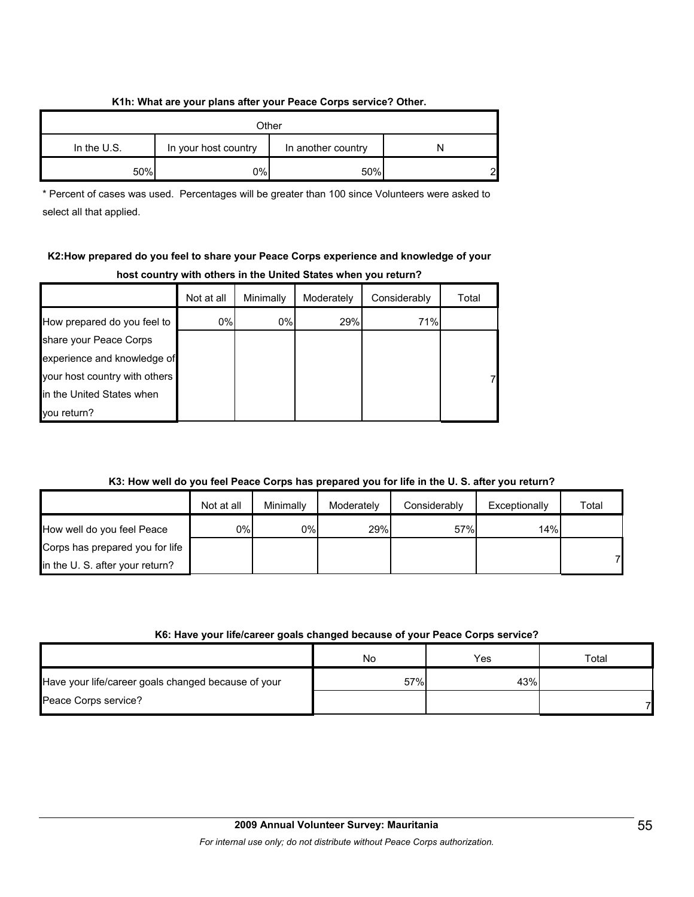**K1h: What are your plans after your Peace Corps service? Other.**

| Other | | | |
|---|---|---|---|
| In the U.S. | In your host country | In another country | N |
| 50% | 0% | 50% | 2 |

* Percent of cases was used. Percentages will be greater than 100 since Volunteers were asked to select all that applied.

**K2:How prepared do you feel to share your Peace Corps experience and knowledge of your host country with others in the United States when you return?**

| | Not at all | Minimally | Moderately | Considerably | Total |
|---|---|---|---|---|---|
| How prepared do you feel to share your Peace Corps experience and knowledge of your host country with others in the United States when you return? | 0% | 0% | 29% | 71% | 7 |

**K3: How well do you feel Peace Corps has prepared you for life in the U. S. after you return?**

| | Not at all | Minimally | Moderately | Considerably | Exceptionally | Total |
|---|---|---|---|---|---|---|
| How well do you feel Peace Corps has prepared you for life in the U. S. after your return? | 0% | 0% | 29% | 57% | 14% | 7 |

**K6: Have your life/career goals changed because of your Peace Corps service?**

| | No | Yes | Total |
|---|---|---|---|
| Have your life/career goals changed because of your Peace Corps service? | 57% | 43% | 7 |

**2009 Annual Volunteer Survey: Mauritania**

*For internal use only; do not distribute without Peace Corps authorization.*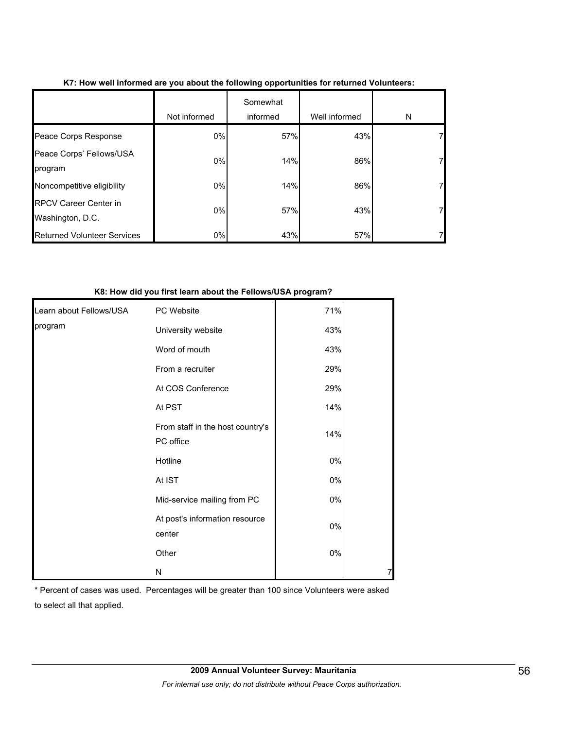**K7: How well informed are you about the following opportunities for returned Volunteers:**

| | Not informed | Somewhat informed | Well informed | N |
|---|---|---|---|---|
| Peace Corps Response | 0% | 57% | 43% | 7 |
| Peace Corps' Fellows/USA program | 0% | 14% | 86% | 7 |
| Noncompetitive eligibility | 0% | 14% | 86% | 7 |
| RPCV Career Center in Washington, D.C. | 0% | 57% | 43% | 7 |
| Returned Volunteer Services | 0% | 43% | 57% | 7 |

**K8: How did you first learn about the Fellows/USA program?**

| | | | |
|---|---|---|---|
| Learn about Fellows/USA program | PC Website | 71% | |
| | University website | 43% | |
| | Word of mouth | 43% | |
| | From a recruiter | 29% | |
| | At COS Conference | 29% | |
| | At PST | 14% | |
| | From staff in the host country's PC office | 14% | |
| | Hotline | 0% | |
| | At IST | 0% | |
| | Mid-service mailing from PC | 0% | |
| | At post's information resource center | 0% | |
| | Other | 0% | |
| | N | | 7 |

* Percent of cases was used. Percentages will be greater than 100 since Volunteers were asked to select all that applied.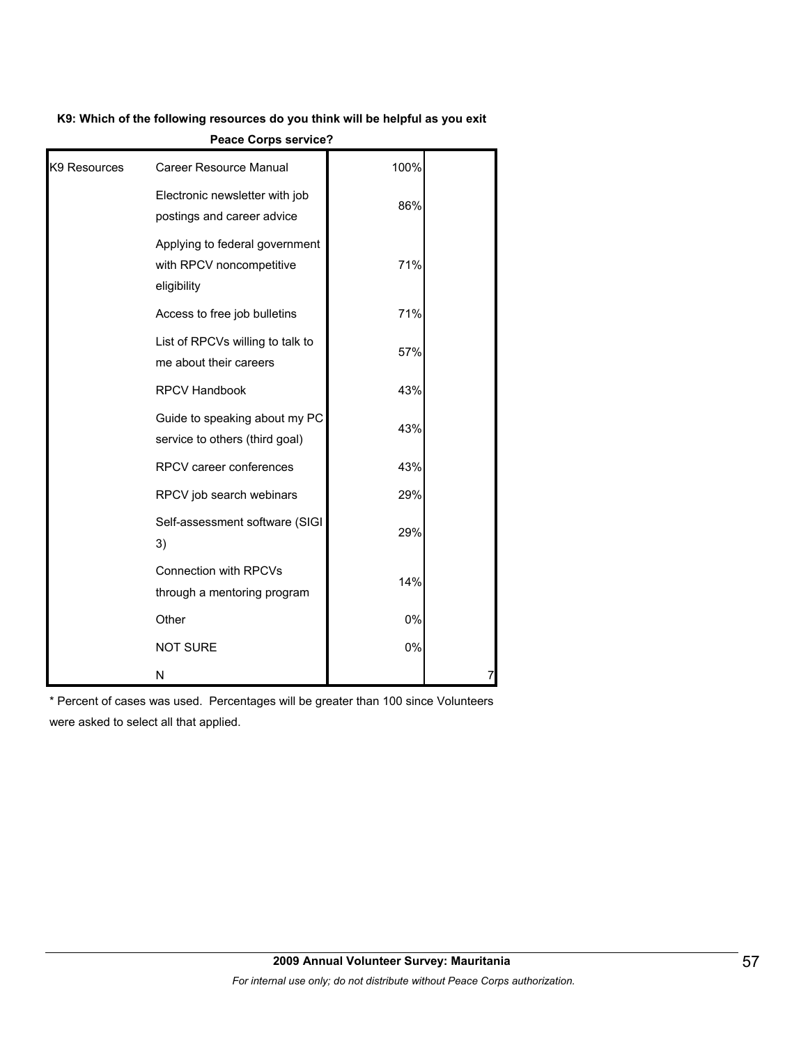**K9: Which of the following resources do you think will be helpful as you exit Peace Corps service?**

| | | | |
|---|---|---|---|
| K9 Resources | Career Resource Manual | 100% | |
| | Electronic newsletter with job postings and career advice | 86% | |
| | Applying to federal government with RPCV noncompetitive eligibility | 71% | |
| | Access to free job bulletins | 71% | |
| | List of RPCVs willing to talk to me about their careers | 57% | |
| | RPCV Handbook | 43% | |
| | Guide to speaking about my PC service to others (third goal) | 43% | |
| | RPCV career conferences | 43% | |
| | RPCV job search webinars | 29% | |
| | Self-assessment software (SIGI 3) | 29% | |
| | Connection with RPCVs through a mentoring program | 14% | |
| | Other | 0% | |
| | NOT SURE | 0% | |
| | N | | 7 |

* Percent of cases was used. Percentages will be greater than 100 since Volunteers were asked to select all that applied.

**2009 Annual Volunteer Survey: Mauritania**

*For internal use only; do not distribute without Peace Corps authorization.*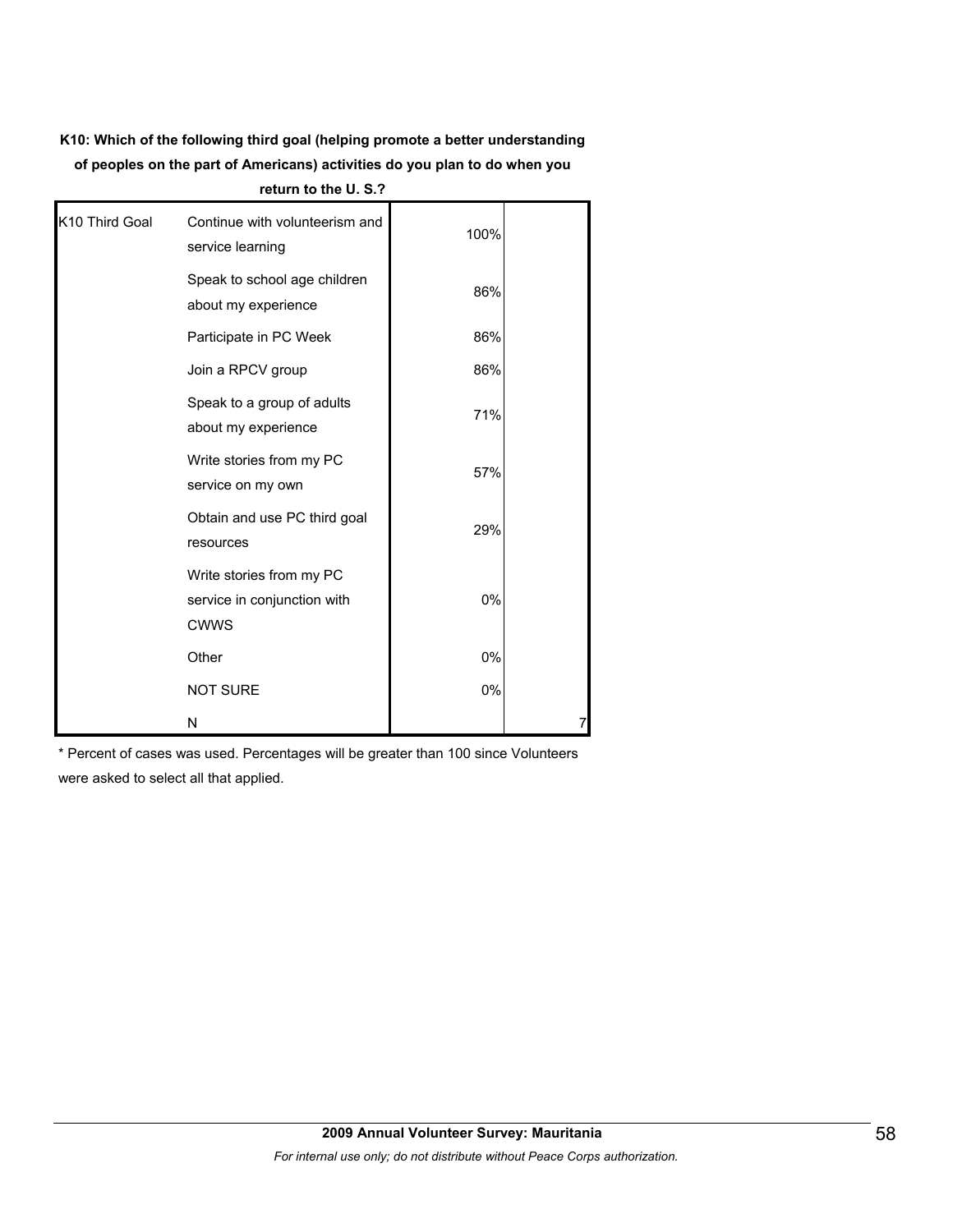**K10: Which of the following third goal (helping promote a better understanding of peoples on the part of Americans) activities do you plan to do when you return to the U. S.?**

| | | | |
|---|---|---|---|
| K10 Third Goal | Continue with volunteerism and service learning | 100% | |
| | Speak to school age children about my experience | 86% | |
| | Participate in PC Week | 86% | |
| | Join a RPCV group | 86% | |
| | Speak to a group of adults about my experience | 71% | |
| | Write stories from my PC service on my own | 57% | |
| | Obtain and use PC third goal resources | 29% | |
| | Write stories from my PC service in conjunction with CWWS | 0% | |
| | Other | 0% | |
| | NOT SURE | 0% | |
| | N | | 7 |

* Percent of cases was used. Percentages will be greater than 100 since Volunteers were asked to select all that applied.